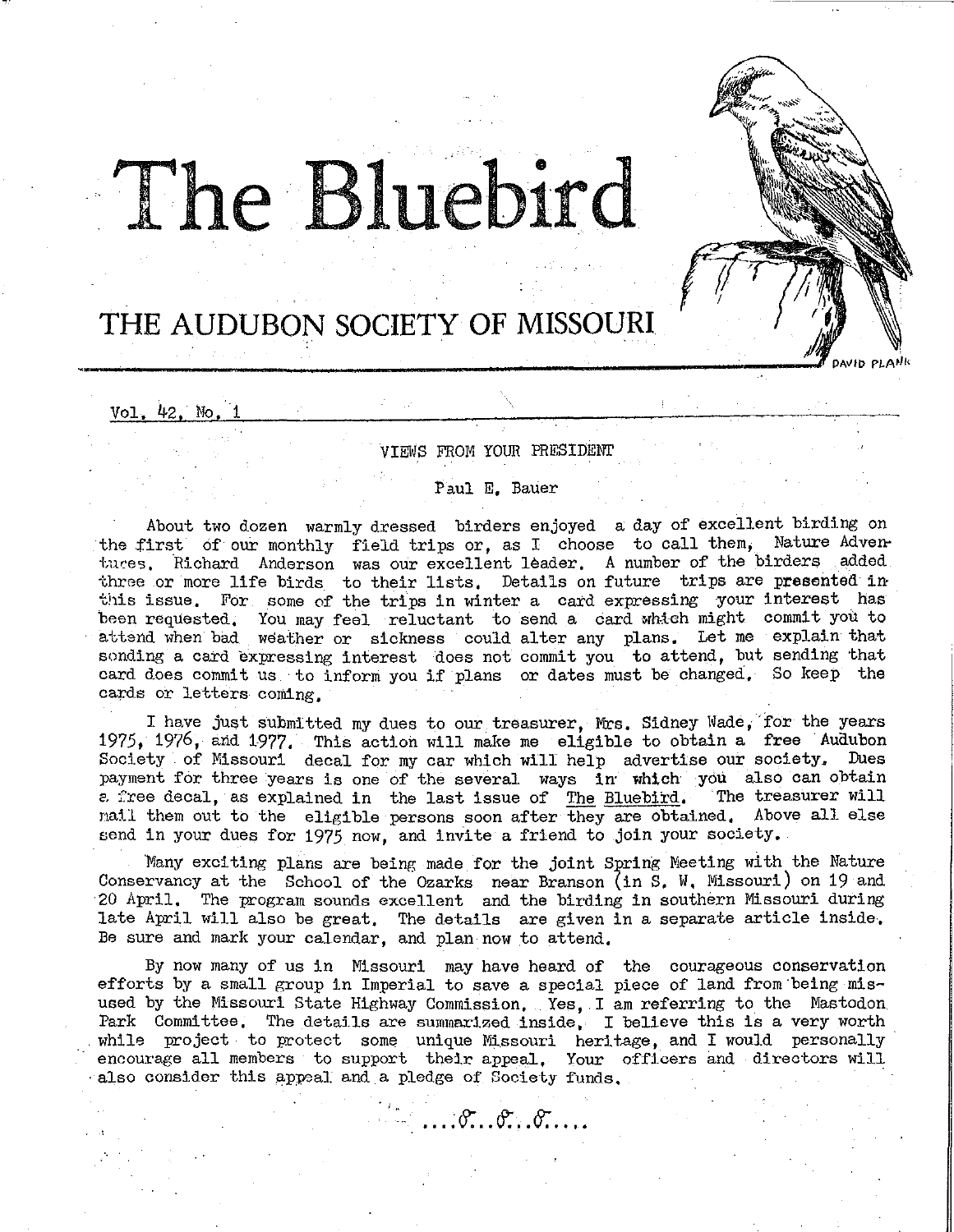# The Bluebird

## THE AUDUBON SOCIETY OF MISSOURI

Vol. 42, No. 1

### VIEWS FROM YOUR PRESIDENT

Paul E. Bauer

About two dozen warmly dressed birders enjoyed a day of excellent birding on the first of our monthly field trips or, as I choose to call them, Nature Adventures. Richard Anderson was our excellent leader. A number of the birders added three or more life birds to their lists. Details on future trips are presented in this issue. For some of the trips in winter a card expressing your interest has been requested. You may feel reluctant to send a card which might commit you to attend when bad weather or sickness could alter any plans. Let me explain that sending a card expressing interest does not commit you to attend, but sending that card does commit us to inform you if plans or dates must be changed. So keep the cards or letters coming.

I have just submitted my dues to our treasurer, Mrs. Sidney Wade, for the years 1975, 1976, and 1977. This action will make me eligible to obtain a free Audubon Society of Missouri decal for my car which will help advertise our society. Dues payment for three years is one of the several ways in which you also can obtain a free decal, as explained in the last issue of The Bluebird. The treasurer will mail them out to the eligible persons soon after they are obtained. Above all else send in your dues for 1975 now, and invite a friend to join your society.

Many exciting plans are being made for the joint Spring Meeting with the Nature Conservancy at the School of the Ozarks near Branson (in S. W. Missouri) on 19 and 20 April. The program sounds excellent and the birding in southern Missouri during late April will also be great. The details are given in a separate article inside. Be sure and mark your calendar, and plan now to attend.

By now many of us in Missouri may have heard of the courageous conservation efforts by a small group in Imperial to save a special piece of land from being misused by the Missouri State Highway Commission. Yes, I am referring to the Mastodon Park Committee. The details are summarized inside. I believe this is a very worth while project to protect some unique Missouri heritage, and I would personally encourage all members to support their appeal. Your officers and directors will also consider this appeal and a pledge of Society funds.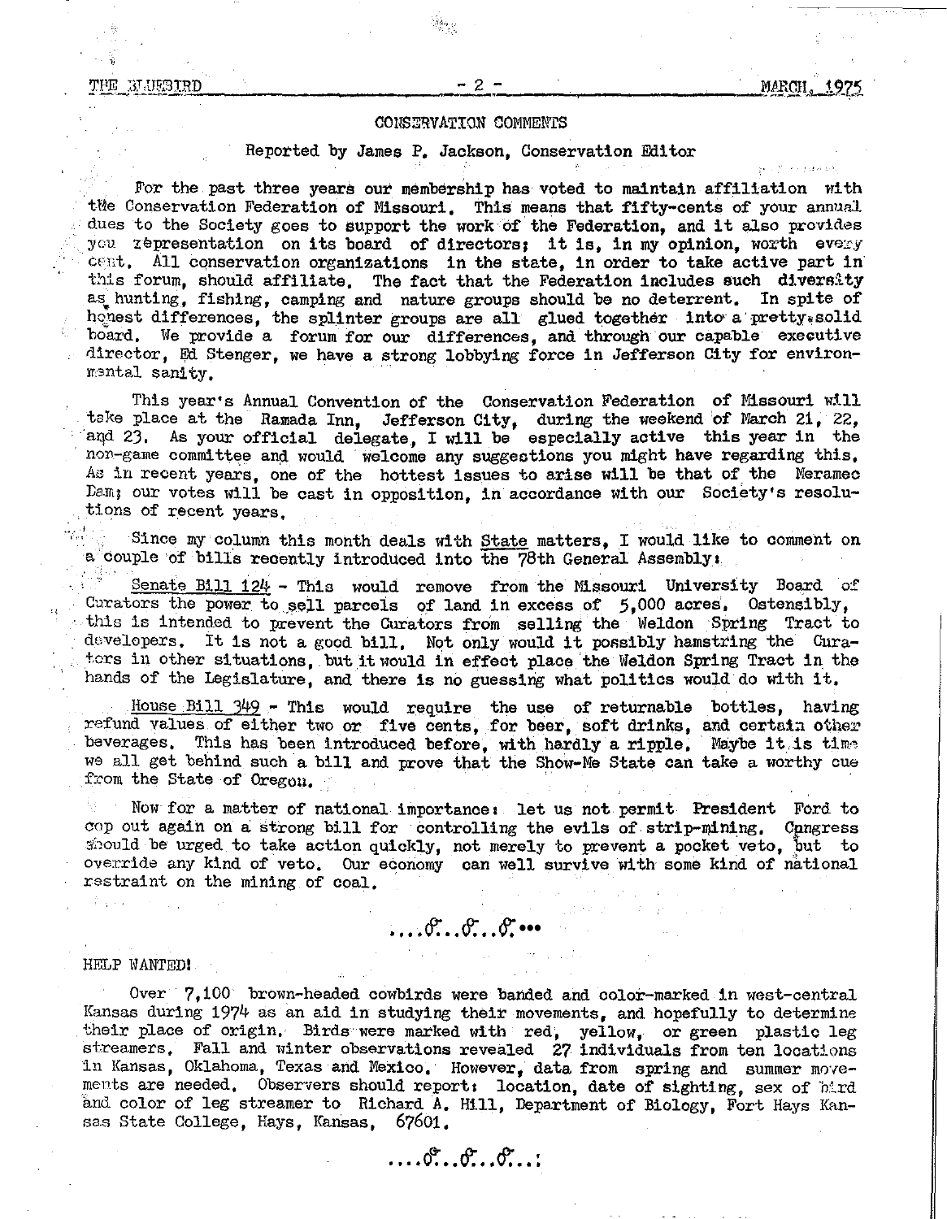## CONSERVATION COMMENTS

Reported by James P. Jackson, Conservation Editor

For the past three years our membership has voted to maintain affiliation with the Conservation Federation of Missouri. This means that fifty-cents of your annual dues to the Society goes to support the work of the Federation, and it also provides you representation on its board of directors; it is, in my opinion, worth every cent. All conservation organizations in the state, in order to take active part in this forum, should affiliate. The fact that the Federation includes such diversity as hunting, fishing, camping and nature groups should be no deterrent. In spite of honest differences, the splinter groups are all glued together into a pretty solid board. We provide a forum for our differences, and through our capable executive director, Ed Stenger, we have a strong lobbying force in Jefferson City for environmental sanity.

This year's Annual Convention of the Conservation Federation of Missouri will take place at the Ramada Inn, Jefferson City, during the weekend of March 21, 22, and 23. As your official delegate, I will be especially active this year in the non-game committee and would welcome any suggestions you might have regarding this. As in recent years, one of the hottest issues to arise will be that of the Meramec Dam; our votes will be cast in opposition, in accordance with our Society's resolutions of recent years.

Since my column this month deals with State matters, I would like to comment on a couple of bills recently introduced into the 78th General Assembly:

Senate Bill 124 - This would remove from the Missouri University Board of Curators the power to sell parcels of land in excess of 5,000 acres. Ostensibly, this is intended to prevent the Curators from selling the Weldon Spring Tract to developers. It is not a good bill. Not only would it possibly hamstring the Curators in other situations, but it would in effect place the Weldon Spring Tract in the hands of the Legislature, and there is no guessing what politics would do with it.

House Bill 349 - This would require the use of returnable bottles, having refund values of either two or five cents, for beer, soft drinks, and certain other beverages. This has been introduced before, with hardly a ripple. Maybe it is time we all get behind such a bill and prove that the Show-Me State can take a worthy cue from the State of Oregon.

Now for a matter of national importance: let us not permit President Ford to cop out again on a strong bill for controlling the evils of strip-mining. Congress should be urged to take action quickly, not merely to prevent a pocket veto, but to override any kind of veto. Our economy can well survive with some kind of national restraint on the mining of coal.

## HELP WANTED!

Over 7,100 brown-headed cowbirds were banded and color-marked in west-central Kansas during 1974 as an aid in studying their movements, and hopefully to determine their place of origin. Birds were marked with red, yellow, or green plastic leg streamers. Fall and winter observations revealed 27 individuals from ten locations in Kansas, Oklahoma, Texas and Mexico. However, data from spring and summer movements are needed. Observers should report: location, date of sighting, sex of bird and color of leg streamer to Richard A. Hill, Department of Biology, Fort Hays Kansas State College, Hays, Kansas, 67601.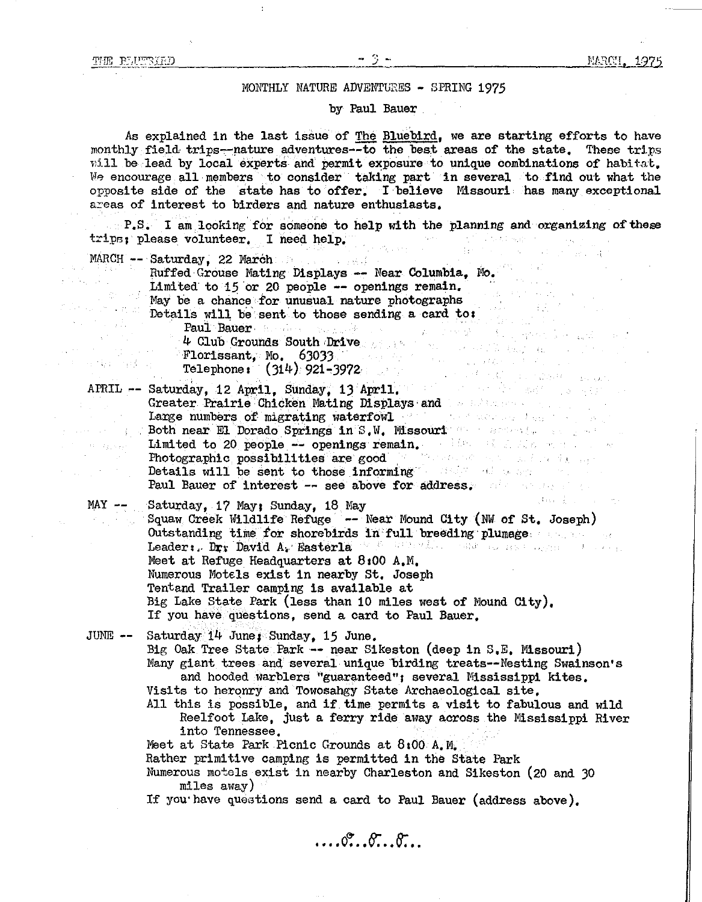## MONTHLY NATURE ADVENTURES - SPRING 1975

by Paul Bauer

As explained in the last issue of The Bluebird, we are starting efforts to have monthly field trips--nature adventures--to the best areas of the state. These trips will be lead by local experts and permit exposure to unique combinations of habitat. We encourage all members to consider taking part in several to find out what the opposite side of the state has to offer. I believe Missouri has many exceptional areas of interest to birders and nature enthusiasts.

P.S. I am looking for someone to help with the planning and organizing of these trips; please volunteer. I need help.

MARCH -- Saturday, 22 March
Ruffed Grouse Mating Displays -- Near Columbia, Mo.
Limited to 15 or 20 people -- openings remain.
May be a chance for unusual nature photographs
Details will be sent to those sending a card to:
Paul Bauer
4 Club Grounds South Drive
Florissant, Mo. 63033
Telephone: (314) 921-3972

APRIL -- Saturday, 12 April, Sunday, 13 April.
Greater Prairie Chicken Mating Displays and
Large numbers of migrating waterfowl
Both near El Dorado Springs in S.W. Missouri
Limited to 20 people -- openings remain.
Photographic possibilities are good
Details will be sent to those informing
Paul Bauer of interest -- see above for address.

MAY -- Saturday, 17 May; Sunday, 18 May
Squaw Creek Wildlife Refuge -- Near Mound City (NW of St. Joseph)
Outstanding time for shorebirds in full breeding plumage
Leader: Dr. David A. Easterla
Meet at Refuge Headquarters at 8:00 A.M.
Numerous Motels exist in nearby St. Joseph
Tent and Trailer camping is available at
Big Lake State Park (less than 10 miles west of Mound City).
If you have questions, send a card to Paul Bauer.

JUNE -- Saturday 14 June; Sunday, 15 June.
Big Oak Tree State Park -- near Sikeston (deep in S.E. Missouri)
Many giant trees and several unique birding treats--Nesting Swainson's and hooded warblers "guaranteed"; several Mississippi kites.
Visits to heronry and Towosahgy State Archaeological site.
All this is possible, and if time permits a visit to fabulous and wild Reelfoot Lake, just a ferry ride away across the Mississippi River into Tennessee.
Meet at State Park Picnic Grounds at 8:00 A.M.
Rather primitive camping is permitted in the State Park
Numerous motels exist in nearby Charleston and Sikeston (20 and 30 miles away)
If you have questions send a card to Paul Bauer (address above).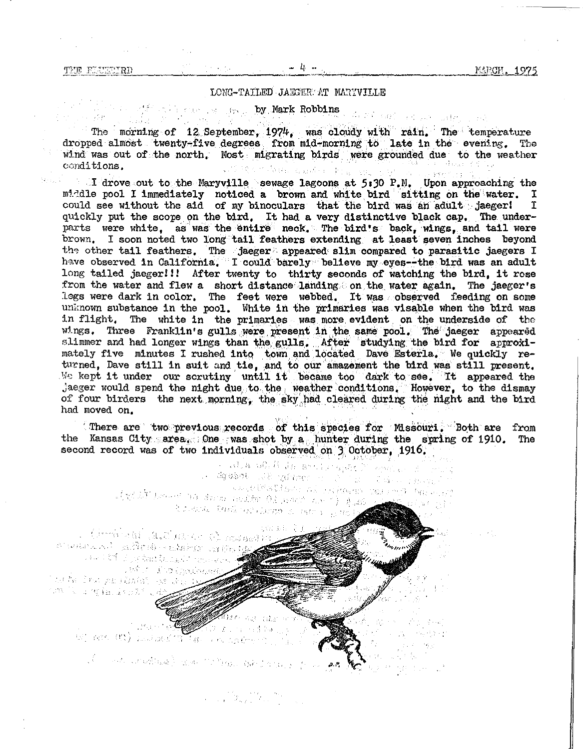## LONG-TAILED JAEGER AT MARYVILLE

by Mark Robbins

The morning of 12 September, 1974, was cloudy with rain. The temperature dropped almost twenty-five degrees from mid-morning to late in the evening. The wind was out of the north. Most migrating birds were grounded due to the weather conditions.

I drove out to the Maryville sewage lagoons at 5:30 P.M. Upon approaching the middle pool I immediately noticed a brown and white bird sitting on the water. I could see without the aid of my binoculars that the bird was an adult jaeger! I quickly put the scope on the bird. It had a very distinctive black cap. The underparts were white, as was the entire neck. The bird's back, wings, and tail were brown. I soon noted two long tail feathers extending at least seven inches beyond the other tail feathers. The jaeger appeared slim compared to parasitic jaegers I have observed in California. I could barely believe my eyes--the bird was an adult long tailed jaeger!!! After twenty to thirty seconds of watching the bird, it rose from the water and flew a short distance landing on the water again. The jaeger's legs were dark in color. The feet were webbed. It was observed feeding on some unknown substance in the pool. White in the primaries was visable when the bird was in flight. The white in the primaries was more evident on the underside of the wings. Three Franklin's gulls were present in the same pool. The jaeger appeared slimmer and had longer wings than the gulls. After studying the bird for approximately five minutes I rushed into town and located Dave Esterla. We quickly returned, Dave still in suit and tie, and to our amazement the bird was still present. We kept it under our scrutiny until it became too dark to see. It appeared the jaeger would spend the night due to the weather conditions. However, to the dismay of four birders the next morning, the sky had cleared during the night and the bird had moved on.

There are two previous records of this species for Missouri. Both are from the Kansas City area. One was shot by a hunter during the spring of 1910. The second record was of two individuals observed on 3 October, 1916.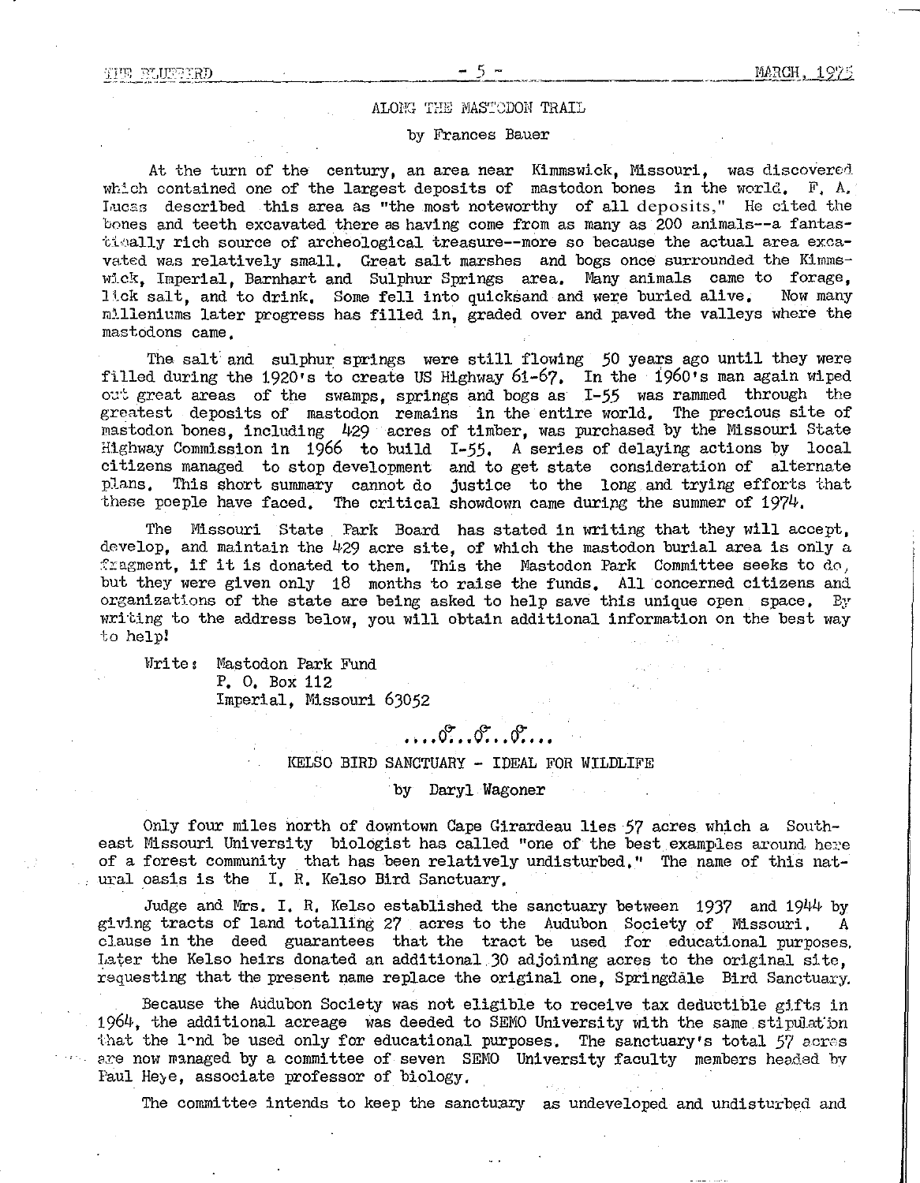## ALONG THE MASTODON TRAIL

by Frances Bauer

At the turn of the century, an area near Kimmswick, Missouri, was discovered which contained one of the largest deposits of mastodon bones in the world. F. A. Lucas described this area as "the most noteworthy of all deposits." He cited the bones and teeth excavated there as having come from as many as 200 animals--a fantastically rich source of archeological treasure--more so because the actual area excavated was relatively small. Great salt marshes and bogs once surrounded the Kimmswick, Imperial, Barnhart and Sulphur Springs area. Many animals came to forage, lick salt, and to drink. Some fell into quicksand and were buried alive. Now many milleniums later progress has filled in, graded over and paved the valleys where the mastodons came.

The salt and sulphur springs were still flowing 50 years ago until they were filled during the 1920's to create US Highway 61-67. In the 1960's man again wiped out great areas of the swamps, springs and bogs as I-55 was rammed through the greatest deposits of mastodon remains in the entire world. The precious site of mastodon bones, including 429 acres of timber, was purchased by the Missouri State Highway Commission in 1966 to build I-55. A series of delaying actions by local citizens managed to stop development and to get state consideration of alternate plans. This short summary cannot do justice to the long and trying efforts that these poeple have faced. The critical showdown came during the summer of 1974.

The Missouri State Park Board has stated in writing that they will accept, develop, and maintain the 429 acre site, of which the mastodon burial area is only a fragment, if it is donated to them. This the Mastodon Park Committee seeks to do, but they were given only 18 months to raise the funds. All concerned citizens and organizations of the state are being asked to help save this unique open space. By writing to the address below, you will obtain additional information on the best way to help!

Write: Mastodon Park Fund  
P. O. Box 112  
Imperial, Missouri 63052

....♂...♂...♂....

## KELSO BIRD SANCTUARY - IDEAL FOR WILDLIFE

by Daryl Wagoner

Only four miles north of downtown Cape Girardeau lies 57 acres which a Southeast Missouri University biologist has called "one of the best examples around here of a forest community that has been relatively undisturbed." The name of this natural oasis is the I. R. Kelso Bird Sanctuary.

Judge and Mrs. I. R. Kelso established the sanctuary between 1937 and 1944 by giving tracts of land totalling 27 acres to the Audubon Society of Missouri. A clause in the deed guarantees that the tract be used for educational purposes. Later the Kelso heirs donated an additional 30 adjoining acres to the original site, requesting that the present name replace the original one, Springdale Bird Sanctuary.

Because the Audubon Society was not eligible to receive tax deductible gifts in 1964, the additional acreage was deeded to SEMO University with the same stipulation that the land be used only for educational purposes. The sanctuary's total 57 acres are now managed by a committee of seven SEMO University faculty members headed by Paul Heye, associate professor of biology.

The committee intends to keep the sanctuary as undeveloped and undisturbed and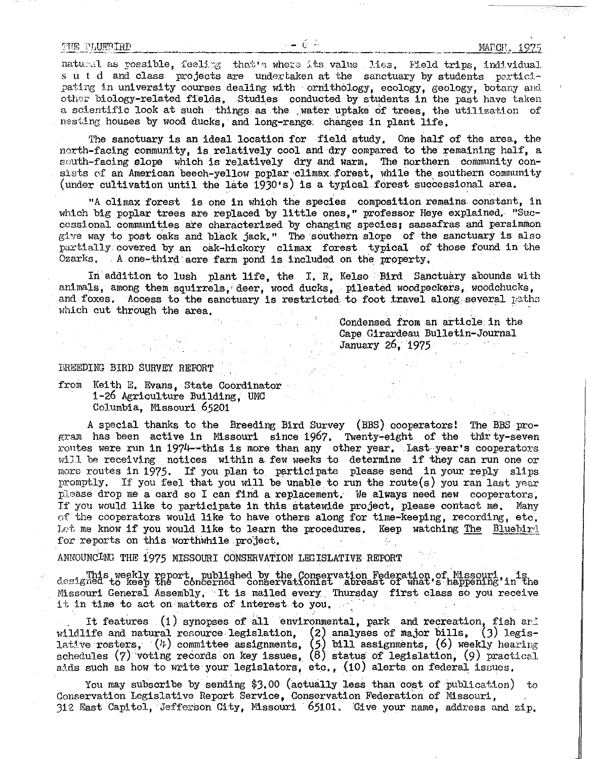natural as possible, feeling that's where its value lies. Field trips, individual s u t d and class projects are undertaken at the sanctuary by students participating in university courses dealing with ornithology, ecology, geology, botany and other biology-related fields. Studies conducted by students in the past have taken a scientific look at such things as the water uptake of trees, the utilization of nesting houses by wood ducks, and long-range changes in plant life.

The sanctuary is an ideal location for field study. One half of the area, the north-facing community, is relatively cool and dry compared to the remaining half, a south-facing slope which is relatively dry and warm. The northern community consists of an American beech-yellow poplar climax forest, while the southern community (under cultivation until the late 1930's) is a typical forest successional area.

"A climax forest is one in which the species composition remains constant, in which big poplar trees are replaced by little ones," professor Heye explained. "Successional communities are characterized by changing species; sassafras and persimmon give way to post oaks and black jack." The southern slope of the sanctuary is also partially covered by an oak-hickory climax forest typical of those found in the Ozarks. A one-third acre farm pond is included on the property.

In addition to lush plant life, the I. R. Kelso Bird Sanctuary abounds with animals, among them squirrels, deer, wood ducks, pileated woodpeckers, woodchucks, and foxes. Access to the sanctuary is restricted to foot travel along several paths which cut through the area.

Condensed from an article in the
Cape Girardeau Bulletin-Journal
January 26, 1975

## BREEDING BIRD SURVEY REPORT

from Keith E. Evans, State Coordinator
1-26 Agriculture Building, UMC
Columbia, Missouri 65201

A special thanks to the Breeding Bird Survey (BBS) cooperators! The BBS program has been active in Missouri since 1967. Twenty-eight of the thirty-seven routes were run in 1974--this is more than any other year. Last year's cooperators will be receiving notices within a few weeks to determine if they can run one or more routes in 1975. If you plan to participate please send in your reply slips promptly. If you feel that you will be unable to run the route(s) you ran last year please drop me a card so I can find a replacement. We always need new cooperators. If you would like to participate in this statewide project, please contact me. Many of the cooperators would like to have others along for time-keeping, recording, etc. Let me know if you would like to learn the procedures. Keep watching The Bluebird for reports on this worthwhile project.

## ANNOUNCING THE 1975 MISSOURI CONSERVATION LEGISLATIVE REPORT

This weekly report, published by the Conservation Federation of Missouri, is designed to keep the concerned conservationist abreast of what's happening in the Missouri General Assembly. It is mailed every Thursday first class so you receive it in time to act on matters of interest to you.

It features (1) synopses of all environmental, park and recreation, fish and wildlife and natural resource legislation, (2) analyses of major bills, (3) legislative rosters, (4) committee assignments, (5) bill assignments, (6) weekly hearing schedules (7) voting records on key issues, (8) status of legislation, (9) practical aids such as how to write your legislators, etc., (10) alerts on federal issues.

You may subscribe by sending $3.00 (actually less than cost of publication) to Conservation Legislative Report Service, Conservation Federation of Missouri, 312 East Capitol, Jefferson City, Missouri 65101. Give your name, address and zip.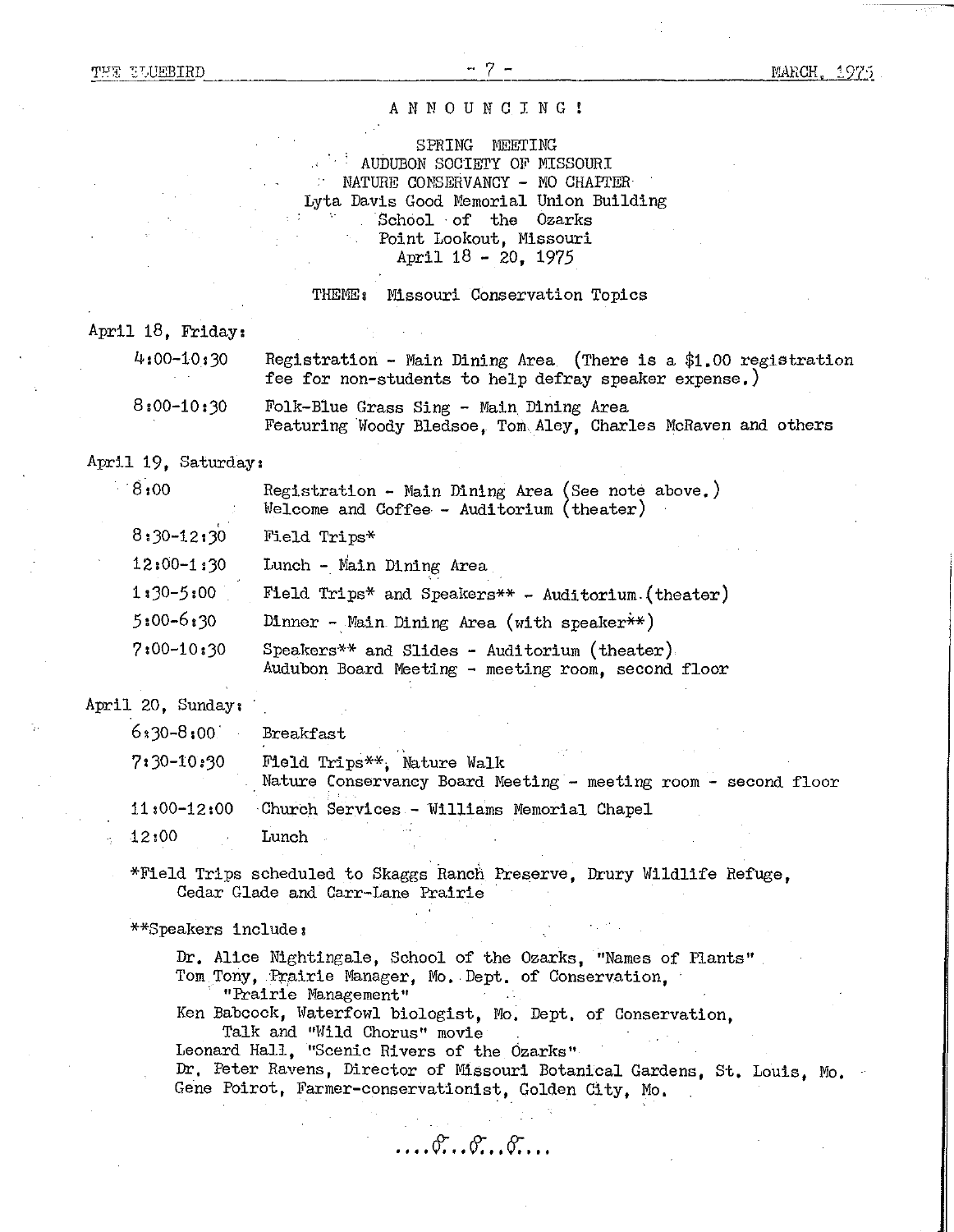# ANNOUNCING!

SPRING MEETING
AUDUBON SOCIETY OF MISSOURI
NATURE CONSERVANCY - MO CHAPTER
Lyta Davis Good Memorial Union Building
School of the Ozarks
Point Lookout, Missouri
April 18 - 20, 1975

THEME: Missouri Conservation Topics

**April 18, Friday:**

| | |
|---|---|
| 4:00-10:30 | Registration - Main Dining Area (There is a $1.00 registration fee for non-students to help defray speaker expense.) |
| 8:00-10:30 | Folk-Blue Grass Sing - Main Dining Area<br>Featuring Woody Bledsoe, Tom Aley, Charles McRaven and others |

**April 19, Saturday:**

| | |
|---|---|
| 8:00 | Registration - Main Dining Area (See note above.)<br>Welcome and Coffee - Auditorium (theater) |
| 8:30-12:30 | Field Trips* |
| 12:00-1:30 | Lunch - Main Dining Area |
| 1:30-5:00 | Field Trips* and Speakers** - Auditorium (theater) |
| 5:00-6:30 | Dinner - Main Dining Area (with speaker**) |
| 7:00-10:30 | Speakers** and Slides - Auditorium (theater)<br>Audubon Board Meeting - meeting room, second floor |

**April 20, Sunday:**

| | |
|---|---|
| 6:30-8:00 | Breakfast |
| 7:30-10:30 | Field Trips**, Nature Walk<br>Nature Conservancy Board Meeting - meeting room - second floor |
| 11:00-12:00 | Church Services - Williams Memorial Chapel |
| 12:00 | Lunch |

*Field Trips scheduled to Skaggs Ranch Preserve, Drury Wildlife Refuge, Cedar Glade and Carr-Lane Prairie

**Speakers include:

Dr. Alice Nightingale, School of the Ozarks, "Names of Plants"
Tom Tony, Prairie Manager, Mo. Dept. of Conservation, "Prairie Management"
Ken Babcock, Waterfowl biologist, Mo. Dept. of Conservation, Talk and "Wild Chorus" movie
Leonard Hall, "Scenic Rivers of the Ozarks"
Dr. Peter Ravens, Director of Missouri Botanical Gardens, St. Louis, Mo.
Gene Poirot, Farmer-conservationist, Golden City, Mo.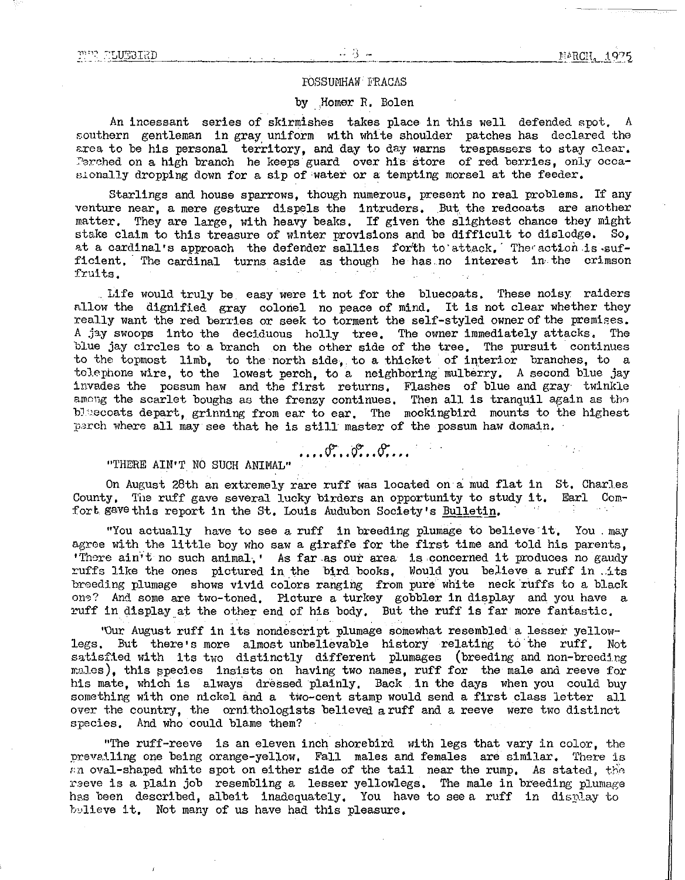## POSSUMHAW FRACAS

by Homer R. Bolen

An incessant series of skirmishes takes place in this well defended spot. A southern gentleman in gray uniform with white shoulder patches has declared the area to be his personal territory, and day to day warns trespassers to stay clear. Perched on a high branch he keeps guard over his store of red berries, only occasionally dropping down for a sip of water or a tempting morsel at the feeder.

Starlings and house sparrows, though numerous, present no real problems. If any venture near, a mere gesture dispels the intruders. But the redcoats are another matter. They are large, with heavy beaks. If given the slightest chance they might stake claim to this treasure of winter provisions and be difficult to dislodge. So, at a cardinal's approach the defender sallies forth to attack. The action is sufficient. The cardinal turns aside as though he has no interest in the crimson fruits.

Life would truly be easy were it not for the bluecoats. These noisy raiders allow the dignified gray colonel no peace of mind. It is not clear whether they really want the red berries or seek to torment the self-styled owner of the premises. A jay swoops into the deciduous holly tree. The owner immediately attacks. The blue jay circles to a branch on the other side of the tree. The pursuit continues to the topmost limb, to the north side, to a thicket of interior branches, to a telephone wire, to the lowest perch, to a neighboring mulberry. A second blue jay invades the possum haw and the first returns. Flashes of blue and gray twinkle among the scarlet boughs as the frenzy continues. Then all is tranquil again as the bluecoats depart, grinning from ear to ear. The mockingbird mounts to the highest perch where all may see that he is still master of the possum haw domain.

....♂...♂...♂...

## "THERE AIN'T NO SUCH ANIMAL"

On August 28th an extremely rare ruff was located on a mud flat in St. Charles County. The ruff gave several lucky birders an opportunity to study it. Earl Comfort gave this report in the St. Louis Audubon Society's Bulletin.

"You actually have to see a ruff in breeding plumage to believe it. You may agree with the little boy who saw a giraffe for the first time and told his parents, 'There ain't no such animal.' As far as our area is concerned it produces no gaudy ruffs like the ones pictured in the bird books. Would you believe a ruff in its breeding plumage shows vivid colors ranging from pure white neck ruffs to a black one? And some are two-toned. Picture a turkey gobbler in display and you have a ruff in display at the other end of his body. But the ruff is far more fantastic.

"Our August ruff in its nondescript plumage somewhat resembled a lesser yellowlegs. But there's more almost unbelievable history relating to the ruff. Not satisfied with its two distinctly different plumages (breeding and non-breeding males), this species insists on having two names, ruff for the male and reeve for his mate, which is always dressed plainly. Back in the days when you could buy something with one nickel and a two-cent stamp would send a first class letter all over the country, the ornithologists believed a ruff and a reeve were two distinct species. And who could blame them?

"The ruff-reeve is an eleven inch shorebird with legs that vary in color, the prevailing one being orange-yellow. Fall males and females are similar. There is an oval-shaped white spot on either side of the tail near the rump. As stated, the reeve is a plain job resembling a lesser yellowlegs. The male in breeding plumage has been described, albeit inadequately. You have to see a ruff in display to believe it. Not many of us have had this pleasure.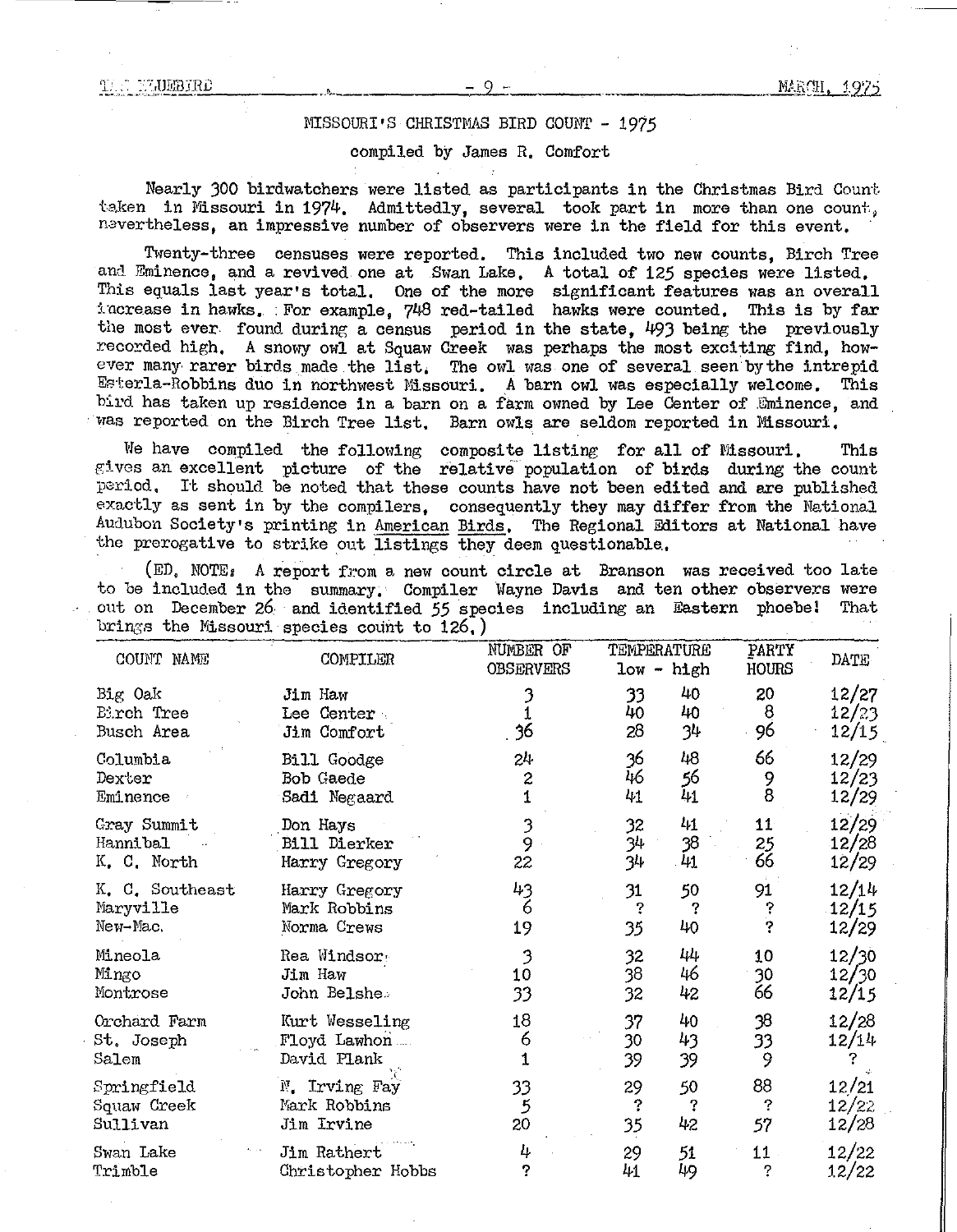## MISSOURI'S CHRISTMAS BIRD COUNT - 1975

compiled by James R. Comfort

Nearly 300 birdwatchers were listed as participants in the Christmas Bird Count taken in Missouri in 1974. Admittedly, several took part in more than one count, nevertheless, an impressive number of observers were in the field for this event.

Twenty-three censuses were reported. This included two new counts, Birch Tree and Eminence, and a revived one at Swan Lake. A total of 125 species were listed. This equals last year's total. One of the more significant features was an overall increase in hawks. For example, 748 red-tailed hawks were counted. This is by far the most ever found during a census period in the state, 493 being the previously recorded high. A snowy owl at Squaw Creek was perhaps the most exciting find, however many rarer birds made the list. The owl was one of several seen by the intrepid Esterla-Robbins duo in northwest Missouri. A barn owl was especially welcome. This bird has taken up residence in a barn on a farm owned by Lee Center of Eminence, and was reported on the Birch Tree list. Barn owls are seldom reported in Missouri.

We have compiled the following composite listing for all of Missouri. This gives an excellent picture of the relative population of birds during the count period. It should be noted that these counts have not been edited and are published exactly as sent in by the compilers, consequently they may differ from the National Audubon Society's printing in American Birds. The Regional Editors at National have the prerogative to strike out listings they deem questionable.

(ED. NOTE: A report from a new count circle at Branson was received too late to be included in the summary. Compiler Wayne Davis and ten other observers were out on December 26 and identified 55 species including an Eastern phoebe! That brings the Missouri species count to 126.)

| COUNT NAME | COMPILER | NUMBER OF OBSERVERS | TEMPERATURE low | TEMPERATURE high | PARTY HOURS | DATE |
|---|---|---|---|---|---|---|
| Big Oak | Jim Haw | 3 | 33 | 40 | 20 | 12/27 |
| Birch Tree | Lee Center | 1 | 40 | 40 | 8 | 12/23 |
| Busch Area | Jim Comfort | 36 | 28 | 34 | 96 | 12/15 |
| Columbia | Bill Goodge | 24 | 36 | 48 | 66 | 12/29 |
| Dexter | Bob Gaede | 2 | 46 | 56 | 9 | 12/23 |
| Eminence | Sadi Negaard | 1 | 41 | 41 | 8 | 12/29 |
| Gray Summit | Don Hays | 3 | 32 | 41 | 11 | 12/29 |
| Hannibal | Bill Dierker | 9 | 34 | 38 | 25 | 12/28 |
| K. C. North | Harry Gregory | 22 | 34 | 41 | 66 | 12/29 |
| K. C. Southeast | Harry Gregory | 43 | 31 | 50 | 91 | 12/14 |
| Maryville | Mark Robbins | 6 | ? | ? | ? | 12/15 |
| New-Mac. | Norma Crews | 19 | 35 | 40 | ? | 12/29 |
| Mineola | Rea Windsor | 3 | 32 | 44 | 10 | 12/30 |
| Mingo | Jim Haw | 10 | 38 | 46 | 30 | 12/30 |
| Montrose | John Belshe | 33 | 32 | 42 | 66 | 12/15 |
| Orchard Farm | Kurt Wesseling | 18 | 37 | 40 | 38 | 12/28 |
| St. Joseph | Floyd Lawhon | 6 | 30 | 43 | 33 | 12/14 |
| Salem | David Flank | 1 | 39 | 39 | 9 | ? |
| Springfield | N. Irving Fay | 33 | 29 | 50 | 88 | 12/21 |
| Squaw Creek | Mark Robbins | 5 | ? | ? | ? | 12/22 |
| Sullivan | Jim Irvine | 20 | 35 | 42 | 57 | 12/28 |
| Swan Lake | Jim Rathert | 4 | 29 | 51 | 11 | 12/22 |
| Trimble | Christopher Hobbs | ? | 41 | 49 | ? | 12/22 |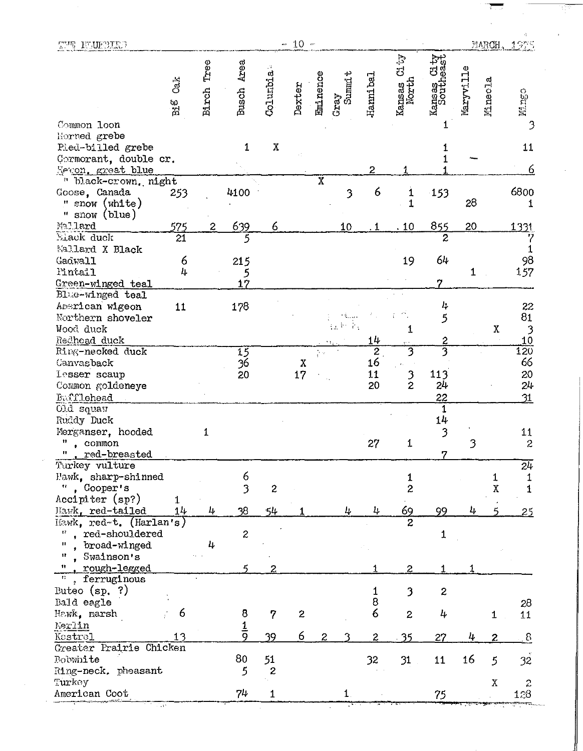| | Big Oak | Birch Tree | Busch Area | Columbia | Dexter | Eminence | Gray Summit | Hannibal | Kansas City North | Kansas City Southeast | Maryville | Mineola | Mingo |
|---|---|---|---|---|---|---|---|---|---|---|---|---|---|
| Common loon | | | | | | | | | | 1 | | | 3 |
| Horned grebe | | | | | | | | | | | | | |
| Pied-billed grebe | | | 1 | X | | | | | | 1 | | | 11 |
| Cormorant, double cr. | | | | | | | | | | 1 | — | | |
| Heron, great blue | | | | | | | | 2 | 1 | 1 | | | 6 |
| " black-crown. night | | | | | | X | | | | | | | |
| Goose, Canada | 253 | | 4100 | | | | 3 | 6 | 1 | 153 | | | 6800 |
| " snow (white) | | | | | | | | | 1 | | 28 | | 1 |
| " snow (blue) | | | | | | | | | | | | | |
| Mallard | 575 | 2 | 639 | 6 | | | 10 | 1 | 10 | 855 | 20 | | 1331 |
| Black duck | 21 | | 5 | | | | | | | 2 | | | 7 |
| Mallard X Black | | | | | | | | | | | | | 1 |
| Gadwall | 6 | | 215 | | | | | | 19 | 64 | | | 98 |
| Pintail | 4 | | 5 | | | | | | | | 1 | | 157 |
| Green-winged teal | | | 17 | | | | | | | 7 | | | |
| Blue-winged teal | | | | | | | | | | | | | |
| American wigeon | 11 | | 178 | | | | | | | 4 | | | 22 |
| Northern shoveler | | | | | | | | | | 5 | | | 81 |
| Wood duck | | | | | | | | | 1 | | | X | 3 |
| Redhead duck | | | | | | | | 14 | | 2 | | | 10 |
| Ring-necked duck | | | 15 | | | | | 2 | 3 | 3 | | | 120 |
| Canvasback | | | 36 | | X | | | 16 | | | | | 66 |
| Lesser scaup | | | 20 | | 17 | | | 11 | 3 | 113 | | | 20 |
| Common goldeneye | | | | | | | | 20 | 2 | 24 | | | 24 |
| Bufflehead | | | | | | | | | | 22 | | | 31 |
| Old squaw | | | | | | | | | | 1 | | | |
| Ruddy Duck | | | | | | | | | | 14 | | | |
| Merganser, hooded | | 1 | | | | | | | | 3 | | | 11 |
| " , common | | | | | | | | 27 | 1 | | 3 | | 2 |
| " , red-breasted | | | | | | | | | | 7 | | | |
| Turkey vulture | | | | | | | | | | | | | 24 |
| Hawk, sharp-shinned | | | 6 | | | | | | 1 | | | 1 | 1 |
| " , Cooper's | | | 3 | 2 | | | | | 2 | | | X | 1 |
| Accipiter (sp?) | 1 | | | | | | | | | | | | |
| Hawk, red-tailed | 14 | 4 | 38 | 54 | 1 | | 4 | 4 | 69 | 99 | 4 | 5 | 25 |
| Hawk, red-t. (Harlan's) | | | | | | | | | 2 | | | | |
| " , red-shouldered | | | 2 | | | | | | | 1 | | | |
| " , broad-winged | | 4 | | | | | | | | | | | |
| " , Swainson's | | | | | | | | | | | | | |
| " , rough-legged | | | 5 | 2 | | | | 1 | 2 | 1 | 1 | | |
| " , ferruginous | | | | | | | | | | | | | |
| Buteo (sp. ?) | | | | | | | | 1 | 3 | 2 | | | |
| Bald eagle | | | | | | | | 8 | | | | | 28 |
| Hawk, marsh | 6 | | 8 | 7 | 2 | | | 6 | 2 | 4 | | 1 | 11 |
| Merlin | | | 1 | | | | | | | | | | |
| Kestrel | 13 | | 9 | 39 | 6 | 2 | 3 | 2 | 35 | 27 | 4 | 2 | 8 |
| Greater Prairie Chicken | | | | | | | | | | | | | |
| Bobwhite | | | 80 | 51 | | | | 32 | 31 | 11 | 16 | 5 | 32 |
| Ring-neck. pheasant | | | 5 | 2 | | | | | | | | | |
| Turkey | | | | | | | | | | | | X | 2 |
| American Coot | | | 74 | 1 | | | 1 | | | 75 | | | 128 |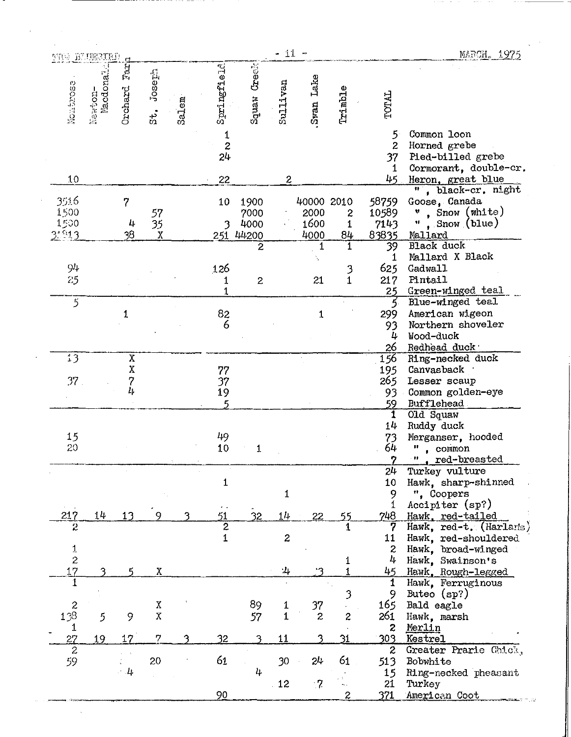| Montrose | Newton-Macdonald | Orchard Farm | St. Joseph | Salem | Springfield | Squaw Creek | Sullivan | Swan Lake | Trimble | TOTAL | |
|---|---|---|---|---|---|---|---|---|---|---|---|
| | | | | | 1 | | | | | 5 | Common loon |
| | | | | | 2 | | | | | 2 | Horned grebe |
| | | | | | 24 | | | | | 37 | Pied-billed grebe |
| | | | | | | | | | | 1 | Cormorant, double-cr. |
| 10 | | | | | 22 | | 2 | | | 45 | Heron, great blue |
| | | | | | | | | | | | " , black-cr. night |
| 3516 | | 7 | | | 10 | 1900 | | 40000 | 2010 | 58759 | Goose, Canada |
| 1500 | | | 57 | | | 7000 | | 2000 | 2 | 10589 | " , Snow (white) |
| 1500 | | 4 | 35 | | 3 | 4000 | | 1600 | 1 | 7143 | " , Snow (blue) |
| 31913 | | 38 | X | | 251 | 44200 | | 4000 | 84 | 83835 | Mallard |
| | | | | | | 2 | | 1 | 1 | 39 | Black duck |
| | | | | | | | | | | 1 | Mallard X Black |
| 94 | | | | | 126 | | | | 3 | 625 | Gadwall |
| 25 | | | | | 1 | 2 | | 21 | 1 | 217 | Pintail |
| | | | | | 1 | | | | | 25 | Green-winged teal |
| 5 | | | | | | | | | | 5 | Blue-winged teal |
| | | 1 | | | 82 | | | 1 | | 299 | American wigeon |
| | | | | | 6 | | | | | 93 | Northern shoveler |
| | | | | | | | | | | 4 | Wood-duck |
| | | | | | | | | | | 26 | Redhead duck |
| 13 | | X | | | | | | | | 156 | Ring-necked duck |
| | | X | | | 77 | | | | | 195 | Canvasback |
| 37 | | 7 | | | 37 | | | | | 265 | Lesser scaup |
| | | 4 | | | 19 | | | | | 93 | Common golden-eye |
| | | | | | 5 | | | | | 59 | Bufflehead |
| | | | | | | | | | | 1 | Old Squaw |
| | | | | | | | | | | 14 | Ruddy duck |
| 15 | | | | | 49 | | | | | 73 | Merganser, hooded |
| 20 | | | | | 10 | 1 | | | | 64 | " , common |
| | | | | | | | | | | 7 | " , red-breasted |
| | | | | | | | | | | 24 | Turkey vulture |
| | | | | | 1 | | | | | 10 | Hawk, sharp-shinned |
| | | | | | | | 1 | | | 9 | ", Coopers |
| | | | | | | | | | | 1 | Accipiter (sp?) |
| 217 | 14 | 13 | 9 | 3 | 51 | 32 | 14 | 22 | 55 | 748 | Hawk, red-tailed |
| 2 | | | | | 2 | | | | 1 | 7 | Hawk, red-t. (Harlan's) |
| | | | | | 1 | | 2 | | | 11 | Hawk, red-shouldered |
| 1 | | | | | | | | | | 2 | Hawk, broad-winged |
| 2 | | | | | | | | | 1 | 4 | Hawk, Swainson's |
| 17 | 3 | 5 | X | | | | 4 | 3 | 1 | 45 | Hawk, Rough-legged |
| 1 | | | | | | | | | | 1 | Hawk, Ferruginous |
| | | | | | | | | | 3 | 9 | Buteo (sp?) |
| 2 | | | X | | | 89 | 1 | 37 | | 165 | Bald eagle |
| 138 | 5 | 9 | X | | | 57 | 1 | 2 | 2 | 261 | Hawk, marsh |
| 1 | | | | | | | | | | 2 | Merlin |
| 27 | 19 | 17 | 7 | 3 | 32 | 3 | 11 | 3 | 31 | 303 | Kestrel |
| 2 | | | | | | | | | | 2 | Greater Prarie Chick. |
| 59 | | | 20 | | 61 | | 30 | 24 | 61 | 513 | Bobwhite |
| | | 4 | | | | 4 | | | | 15 | Ring-necked pheasant |
| | | | | | | | 12 | 7 | | 21 | Turkey |
| | | | | | 90 | | | | 2 | 371 | American Coot |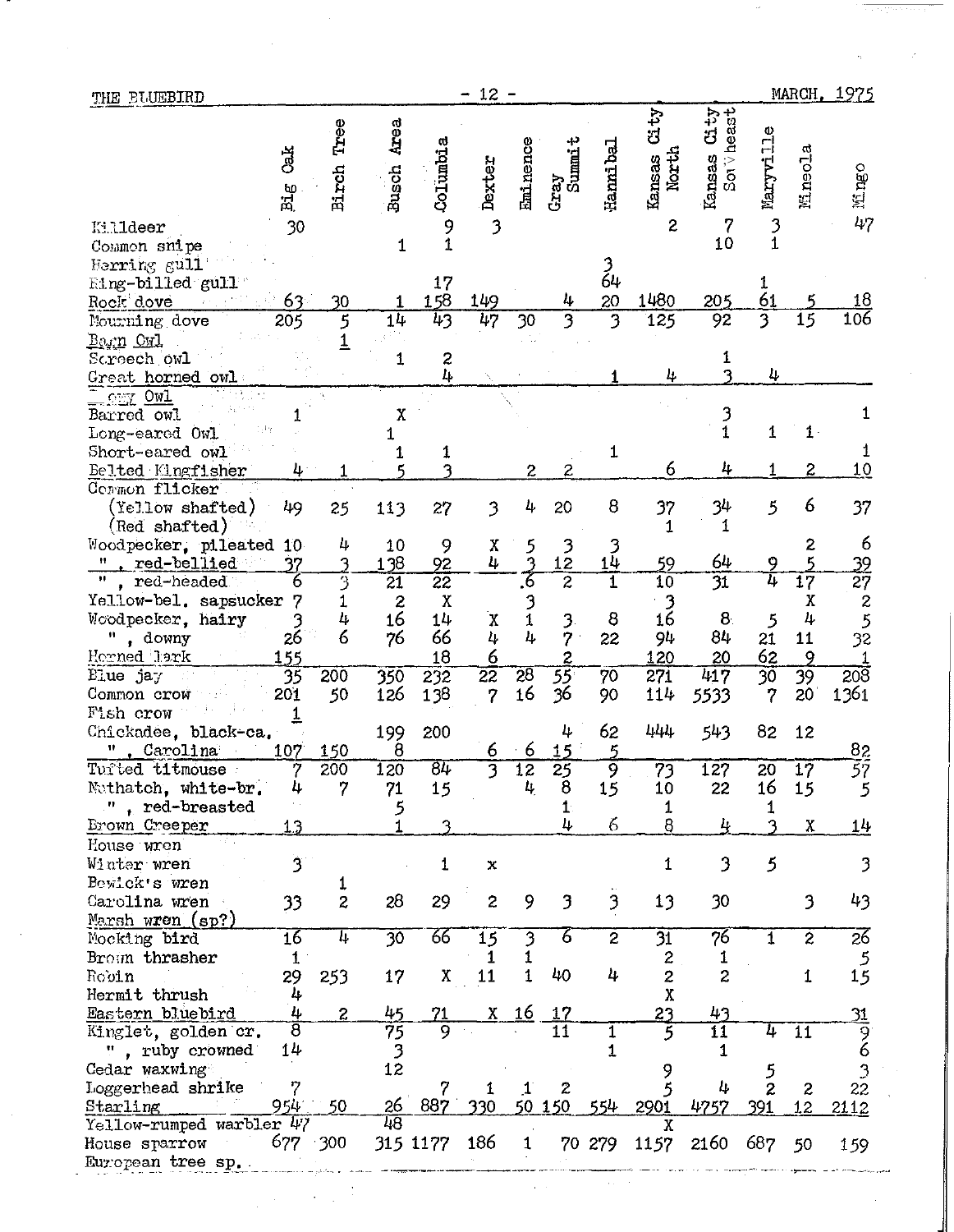| | Big Oak | Birch Tree | Busch Area | Columbia | Dexter | Eminence | Gray Summit | Hannibal | Kansas City North | Kansas City Southeast | Maryville | Mineola | Mingo |
|---|---|---|---|---|---|---|---|---|---|---|---|---|---|
| Killdeer | 30 | | | 9 | 3 | | | | 2 | 7 | 3 | | 47 |
| Common snipe | | | 1 | 1 | | | | | | 10 | 1 | | |
| Herring gull | | | | | | | | 3 | | | | | |
| Ring-billed gull | | | | 17 | | | | 64 | | | 1 | | |
| Rock dove | 63 | 30 | 1 | 158 | 149 | | 4 | 20 | 1480 | 205 | 61 | 5 | 18 |
| Mourning dove | 205 | 5 | 14 | 43 | 47 | 30 | 3 | 3 | 125 | 92 | 3 | 15 | 106 |
| Barn Owl | | 1 | | | | | | | | | | | |
| Screech owl | | | 1 | 2 | | | | | | 1 | | | |
| Great horned owl | | | | 4 | | | | 1 | 4 | 3 | 4 | | |
| Snowy Owl | | | | | | | | | | | | | |
| Barred owl | 1 | | X | | | | | | | 3 | | | 1 |
| Long-eared Owl | | | 1 | | | | | | | 1 | 1 | 1 | |
| Short-eared owl | | | 1 | 1 | | | | 1 | | | | | 1 |
| Belted Kingfisher | 4 | 1 | 5 | 3 | | 2 | 2 | | 6 | 4 | 1 | 2 | 10 |
| Common flicker | | | | | | | | | | | | | |
| (Yellow shafted) | 49 | 25 | 113 | 27 | 3 | 4 | 20 | 8 | 37 | 34 | 5 | 6 | 37 |
| (Red shafted) | | | | | | | | | 1 | 1 | | | |
| Woodpecker, pileated | 10 | 4 | 10 | 9 | X | 5 | 3 | 3 | | | | 2 | 6 |
| " , red-bellied | 37 | 3 | 138 | 92 | 4 | 3 | 12 | 14 | 59 | 64 | 9 | 5 | 39 |
| " , red-headed | 6 | 3 | 21 | 22 | | 6 | 2 | 1 | 10 | 31 | 4 | 17 | 27 |
| Yellow-bel. sapsucker | 7 | 1 | 2 | X | | 3 | | | 3 | | | X | 2 |
| Woodpecker, hairy | 3 | 4 | 16 | 14 | X | 1 | 3 | 8 | 16 | 8 | 5 | 4 | 5 |
| " , downy | 26 | 6 | 76 | 66 | 4 | 4 | 7 | 22 | 94 | 84 | 21 | 11 | 32 |
| Horned lark | 155 | | | 18 | 6 | | 2 | | 120 | 20 | 62 | 9 | 1 |
| Blue jay | 35 | 200 | 350 | 232 | 22 | 28 | 55 | 70 | 271 | 417 | 30 | 39 | 208 |
| Common crow | 201 | 50 | 126 | 138 | 7 | 16 | 36 | 90 | 114 | 5533 | 7 | 20 | 1361 |
| Fish crow | 1 | | | | | | | | | | | | |
| Chickadee, black-ca. | | | 199 | 200 | | | 4 | 62 | 444 | 543 | 82 | 12 | |
| " , Carolina | 107 | 150 | 8 | | 6 | 6 | 15 | 5 | | | | | 82 |
| Tufted titmouse | 7 | 200 | 120 | 84 | 3 | 12 | 25 | 9 | 73 | 127 | 20 | 17 | 57 |
| Nuthatch, white-br. | 4 | 7 | 71 | 15 | | 4 | 8 | 15 | 10 | 22 | 16 | 15 | 5 |
| " , red-breasted | | | 5 | | | | 1 | | 1 | | 1 | | |
| Brown Creeper | 13 | | 1 | 3 | | | 4 | 6 | 8 | 4 | 3 | X | 14 |
| House wren | | | | | | | | | | | | | |
| Winter wren | 3 | | | 1 | x | | | | 1 | 3 | 5 | | 3 |
| Bewick's wren | | 1 | | | | | | | | | | | |
| Carolina wren | 33 | 2 | 28 | 29 | 2 | 9 | 3 | 3 | 13 | 30 | | 3 | 43 |
| Marsh wren (sp?) | | | | | | | | | | | | | |
| Mocking bird | 16 | 4 | 30 | 66 | 15 | 3 | 6 | 2 | 31 | 76 | 1 | 2 | 26 |
| Brown thrasher | 1 | | | | 1 | 1 | | | 2 | 1 | | | 5 |
| Robin | 29 | 253 | 17 | X | 11 | 1 | 40 | 4 | 2 | 2 | | 1 | 15 |
| Hermit thrush | 4 | | | | | | | | X | | | | |
| Eastern bluebird | 4 | 2 | 45 | 71 | X | 16 | 17 | | 23 | 43 | | | 31 |
| Kinglet, golden cr. | 8 | | 75 | 9 | | | 11 | 1 | 5 | 11 | 4 | 11 | 9 |
| " , ruby crowned | 14 | | 3 | | | | | 1 | | 1 | | | 6 |
| Cedar waxwing | | | 12 | | | | | | 9 | | 5 | | 3 |
| Loggerhead shrike | 7 | | | 7 | 1 | 1 | 2 | | 5 | 4 | 2 | 2 | 22 |
| Starling | 954 | 50 | 26 | 887 | 330 | 50 | 150 | 554 | 2901 | 4757 | 391 | 12 | 2112 |
| Yellow-rumped warbler | 47 | | 48 | | | | | | X | | | | |
| House sparrow | 677 | 300 | 315 | 1177 | 186 | 1 | 70 | 279 | 1157 | 2160 | 687 | 50 | 159 |
| European tree sp. | | | | | | | | | | | | | |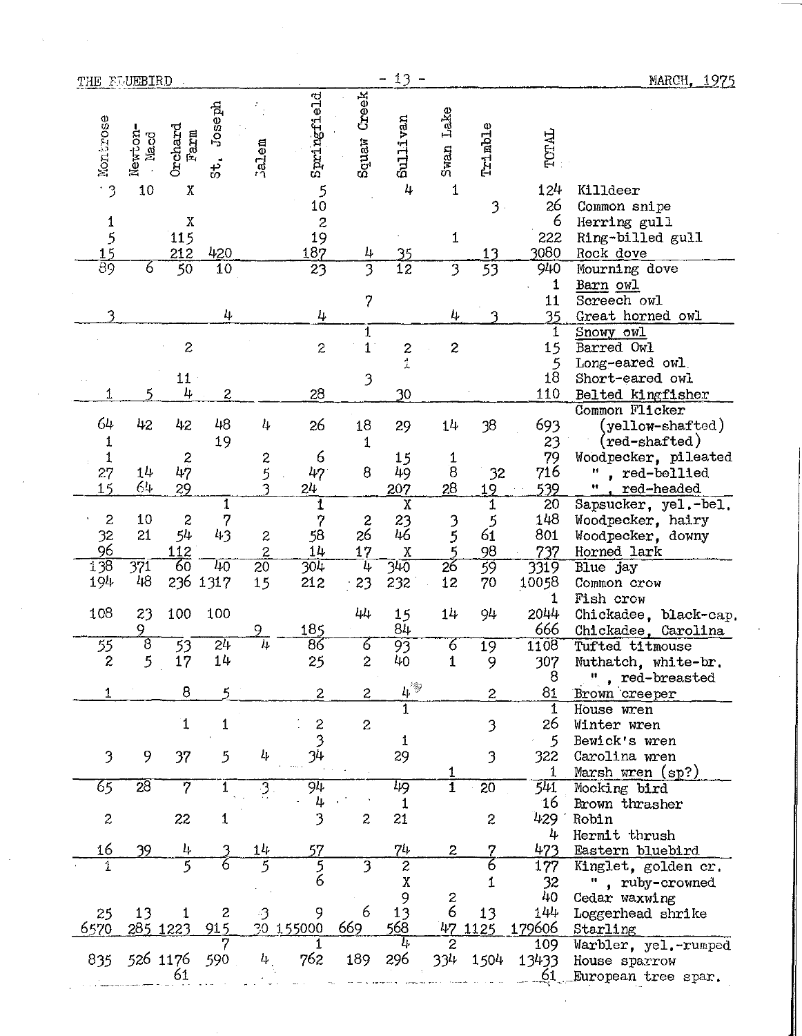| Montrose | Newton-Macd | Orchard Farm | St. Joseph | Salem | Springfield | Squaw Creek | Sullivan | Swan Lake | Trimble | TOTAL | |
|---|---|---|---|---|---|---|---|---|---|---|---|
| 3 | 10 | X | | | 5 | | 4 | 1 | | 124 | Killdeer |
| | | | | | 10 | | | | 3 | 26 | Common snipe |
| 1 | | X | | | 2 | | | | | 6 | Herring gull |
| 5 | | 115 | | | 19 | | | 1 | | 222 | Ring-billed gull |
| 15 | | 212 | 420 | | 187 | 4 | 35 | | 13 | 3080 | Rock dove |
| 89 | 6 | 50 | 10 | | 23 | 3 | 12 | 3 | 53 | 940 | Mourning dove |
| | | | | | | | | | | 1 | Barn owl |
| | | | | | | 7 | | | | 11 | Screech owl |
| 3 | | | 4 | | 4 | | | 4 | 3 | 35 | Great horned owl |
| | | | | | | 1 | | | | 1 | Snowy owl |
| | | 2 | | | 2 | 1 | 2 | 2 | | 15 | Barred Owl |
| | | | | | | | 1 | | | 5 | Long-eared owl |
| | | 11 | | | | 3 | | | | 18 | Short-eared owl |
| 1 | 5 | 4 | 2 | | 28 | | 30 | | | 110 | Belted kingfisher |
| | | | | | | | | | | | Common Flicker |
| 64 | 42 | 42 | 48 | 4 | 26 | 18 | 29 | 14 | 38 | 693 | (yellow-shafted) |
| 1 | | | 19 | | | 1 | | | | 23 | (red-shafted) |
| 1 | | 2 | | 2 | 6 | | 15 | 1 | | 79 | Woodpecker, pileated |
| 27 | 14 | 47 | | 5 | 47 | 8 | 49 | 8 | 32 | 716 | " , red-bellied |
| 15 | 64 | 29 | | 3 | 24 | | 207 | 28 | 19 | 539 | " , red-headed |
| | | | 1 | | 1 | | X | | 1 | 20 | Sapsucker, yel.-bel. |
| 2 | 10 | 2 | 7 | | 7 | 2 | 23 | 3 | 5 | 148 | Woodpecker, hairy |
| 32 | 21 | 54 | 43 | 2 | 58 | 26 | 46 | 5 | 61 | 801 | Woodpecker, downy |
| 96 | | 112 | | 2 | 14 | 17 | X | 5 | 98 | 737 | Horned lark |
| 138 | 371 | 60 | 40 | 20 | 304 | 4 | 340 | 26 | 59 | 3319 | Blue jay |
| 194 | 48 | 236 | 1317 | 15 | 212 | 23 | 232 | 12 | 70 | 10058 | Common crow |
| | | | | | | | | | | 1 | Fish crow |
| 108 | 23 | 100 | 100 | | | 44 | 15 | 14 | 94 | 2044 | Chickadee, black-cap. |
| | 9 | | | 9 | 185 | | 84 | | | 666 | Chickadee, Carolina |
| 55 | 8 | 53 | 24 | 4 | 86 | 6 | 93 | 6 | 19 | 1108 | Tufted titmouse |
| 2 | 5 | 17 | 14 | | 25 | 2 | 40 | 1 | 9 | 307 | Nuthatch, white-br. |
| | | | | | | | | | | 8 | " , red-breasted |
| 1 | | 8 | 5 | | 2 | 2 | 4 | | 2 | 81 | Brown creeper |
| | | | | | | | 1 | | | 1 | House wren |
| | | 1 | 1 | | 2 | 2 | | | 3 | 26 | Winter wren |
| | | | | | 3 | | 1 | | | 5 | Bewick's wren |
| 3 | 9 | 37 | 5 | 4 | 34 | | 29 | | 3 | 322 | Carolina wren |
| | | | | | | | | 1 | | 1 | Marsh wren (sp?) |
| 65 | 28 | 7 | 1 | 3 | 94 | | 49 | 1 | 20 | 541 | Mocking bird |
| | | | | | 4 | | 1 | | | 16 | Brown thrasher |
| 2 | | 22 | 1 | | 3 | 2 | 21 | | 2 | 429 | Robin |
| | | | | | | | | | | 4 | Hermit thrush |
| 16 | 39 | 4 | 3 | 14 | 57 | | 74 | 2 | 7 | 473 | Eastern bluebird |
| 1 | | 5 | 6 | 5 | 5 | 3 | 2 | | 6 | 177 | Kinglet, golden cr. |
| | | | | | 6 | | X | | 1 | 32 | " , ruby-crowned |
| | | | | | | | 9 | 2 | | 40 | Cedar waxwing |
| 25 | 13 | 1 | 2 | 3 | 9 | 6 | 13 | 6 | 13 | 144 | Loggerhead shrike |
| 6570 | 285 | 1223 | 915 | 30 | 155000 | 669 | 568 | 47 | 1125 | 179606 | Starling |
| | | | 7 | | 1 | | 4 | 2 | | 109 | Warbler, yel.-rumped |
| 835 | 526 | 1176 | 590 | 4 | 762 | 189 | 296 | 334 | 1504 | 13433 | House sparrow |
| | | 61 | | | | | | | | 61 | European tree spar. |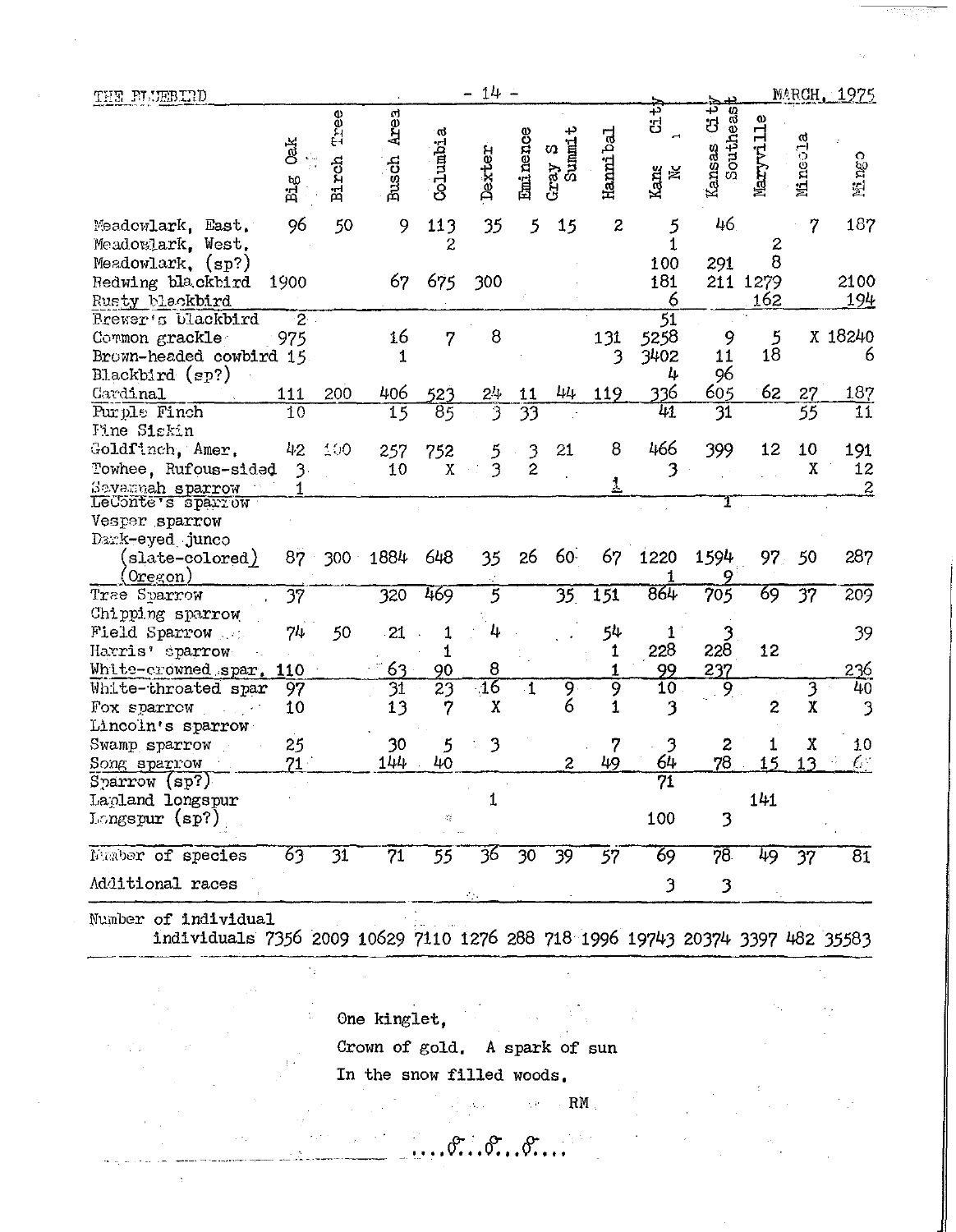| | Big Oak | Birch Tree | Busch Area | Columbia | Dexter | Eminence | Gray S Summit | Hannibal | Kans City N | Kansas City Southeast | Maryville | Mineola | Mingo |
|---|---|---|---|---|---|---|---|---|---|---|---|---|---|
| Meadowlark, East. | 96 | 50 | 9 | 113 | 35 | 5 | 15 | 2 | 5 | 46 | | 7 | 187 |
| Meadowlark, West. | | | | 2 | | | | | 1 | | 2 | | |
| Meadowlark, (sp?) | | | | | | | | | 100 | 291 | 8 | | |
| Redwing blackbird | 1900 | | 67 | 675 | 300 | | | | 181 | 211 | 1279 | | 2100 |
| Rusty blackbird | | | | | | | | | 6 | | 162 | | 194 |
| Brewer's blackbird | 2 | | | | | | | | 51 | | | | |
| Common grackle | 975 | | 16 | 7 | 8 | | | 131 | 5258 | 9 | 5 | X | 18240 |
| Brown-headed cowbird | 15 | | 1 | | | | | 3 | 3402 | 11 | 18 | | 6 |
| Blackbird (sp?) | | | | | | | | | 4 | 96 | | | |
| Cardinal | 111 | 200 | 406 | 523 | 24 | 11 | 44 | 119 | 336 | 605 | 62 | 27 | 187 |
| Purple Finch | 10 | | 15 | 85 | 3 | 33 | | | 41 | 31 | | 55 | 11 |
| Pine Siskin | | | | | | | | | | | | | |
| Goldfinch, Amer. | 42 | 100 | 257 | 752 | 5 | 3 | 21 | 8 | 466 | 399 | 12 | 10 | 191 |
| Towhee, Rufous-sided | 3 | | 10 | X | 3 | 2 | | | 3 | | | X | 12 |
| Savannah sparrow | 1 | | | | | | | 1 | | | | | 2 |
| LeConte's sparrow | | | | | | | | | | 1 | | | |
| Vesper sparrow | | | | | | | | | | | | | |
| Dark-eyed junco (slate-colored) | 87 | 300 | 1884 | 648 | 35 | 26 | 60 | 67 | 1220 | 1594 | 97 | 50 | 287 |
| (Oregon) | | | | | | | | | 1 | 9 | | | |
| Tree Sparrow | 37 | | 320 | 469 | 5 | | 35 | 151 | 864 | 705 | 69 | 37 | 209 |
| Chipping sparrow | | | | | | | | | | | | | |
| Field Sparrow | 74 | 50 | 21 | 1 | 4 | | | 54 | 1 | 3 | | | 39 |
| Harris' sparrow | | | | 1 | | | | 1 | 228 | 228 | 12 | | |
| White-crowned spar. | 110 | | 63 | 90 | 8 | | | 1 | 99 | 237 | | | 236 |
| White-throated spar | 97 | | 31 | 23 | 16 | 1 | 9 | 9 | 10 | 9 | | 3 | 40 |
| Fox sparrow | 10 | | 13 | 7 | X | | 6 | 1 | 3 | | 2 | X | 3 |
| Lincoln's sparrow | | | | | | | | | | | | | |
| Swamp sparrow | 25 | | 30 | 5 | 3 | | | 7 | 3 | 2 | 1 | X | 10 |
| Song sparrow | 71 | | 144 | 40 | | | 2 | 49 | 64 | 78 | 15 | 13 | 6 |
| Sparrow (sp?) | | | | | | | | | 71 | | | | |
| Lapland longspur | | | | | 1 | | | | | | 141 | | |
| Longspur (sp?) | | | | | | | | | 100 | 3 | | | |
| Number of species | 63 | 31 | 71 | 55 | 36 | 30 | 39 | 57 | 69 | 78 | 49 | 37 | 81 |
| Additional races | | | | | | | | | 3 | 3 | | | |
| Number of individual individuals | 7356 | 2009 | 10629 | 7110 | 1276 | 288 | 718 | 1996 | 19743 | 20374 | 3397 | 482 | 35583 |

One kinglet,
Crown of gold. A spark of sun
In the snow filled woods.

RM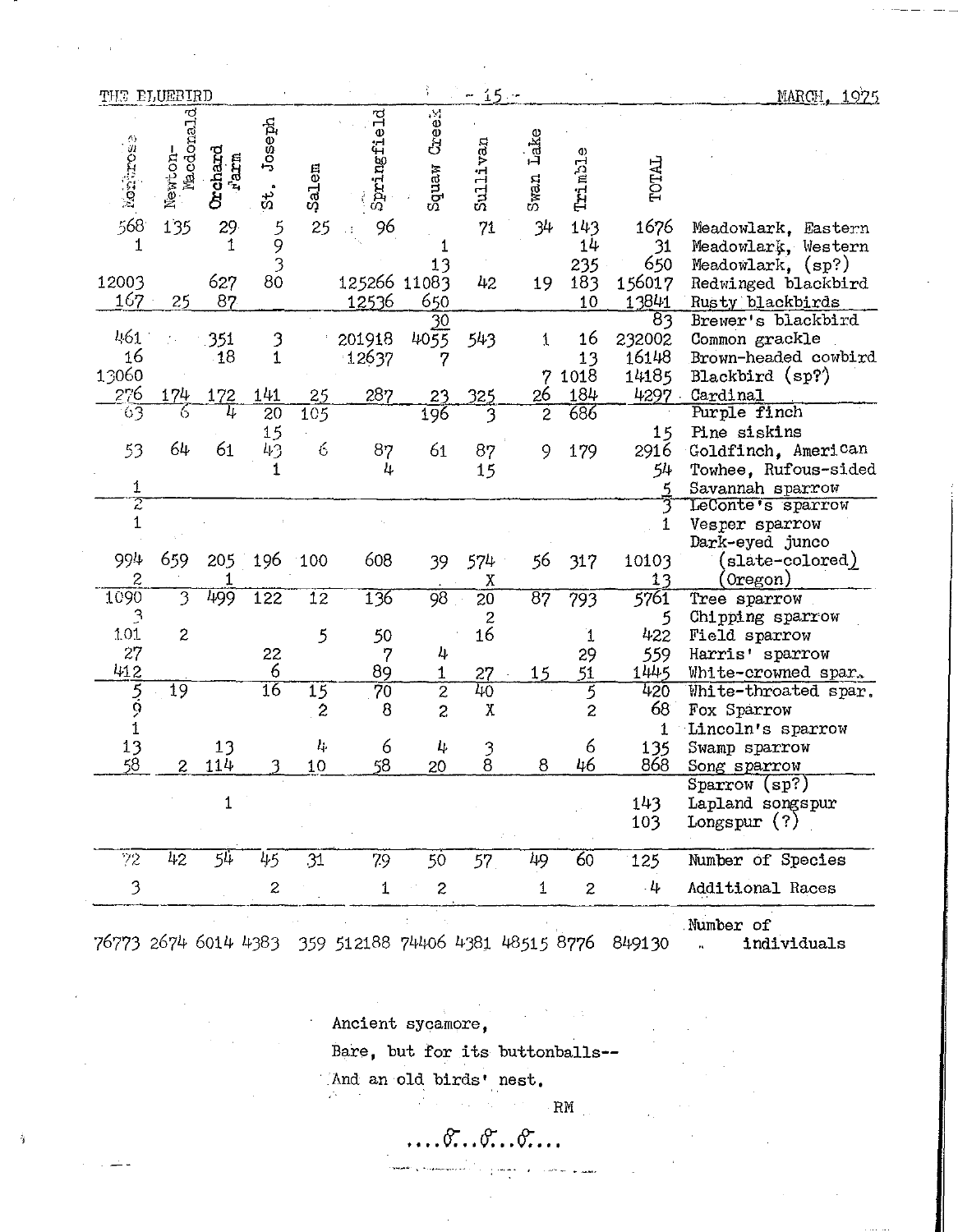| Montrose | Newton-Macdonald | Orchard Farm | St. Joseph | Salem | Springfield | Squaw Creek | Sullivan | Swan Lake | Trimble | TOTAL | |
|---|---|---|---|---|---|---|---|---|---|---|---|
| 568 | 135 | 29 | 5 | 25 | 96 | | 71 | 34 | 143 | 1676 | Meadowlark, Eastern |
| 1 | | 1 | 9 | | | 1 | | | 14 | 31 | Meadowlark, Western |
| | | | 3 | | | 13 | | | 235 | 650 | Meadowlark, (sp?) |
| 12003 | | 627 | 80 | | 125266 | 11083 | 42 | 19 | 183 | 156017 | Redwinged blackbird |
| 167 | 25 | 87 | | | 12536 | 650 | | | 10 | 13841 | Rusty blackbirds |
| | | | | | | 30 | | | | 83 | Brewer's blackbird |
| 461 | | 351 | 3 | | 201918 | 4055 | 543 | 1 | 16 | 232002 | Common grackle |
| 16 | | 18 | 1 | | 12637 | 7 | | | 13 | 16148 | Brown-headed cowbird |
| 13060 | | | | | | | | 7 | 1018 | 14185 | Blackbird (sp?) |
| 276 | 174 | 172 | 141 | 25 | 287 | 23 | 325 | 26 | 184 | 4297 | Cardinal |
| 63 | 6 | 4 | 20 | 105 | | 196 | 3 | 2 | 686 | | Purple finch |
| | | | 15 | | | | | | | 15 | Pine siskins |
| 53 | 64 | 61 | 43 | 6 | 87 | 61 | 87 | 9 | 179 | 2916 | Goldfinch, American |
| | | | 1 | | 4 | | 15 | | | 54 | Towhee, Rufous-sided |
| 1 | | | | | | | | | | 5 | Savannah sparrow |
| 2 | | | | | | | | | | 3 | LeConte's sparrow |
| 1 | | | | | | | | | | 1 | Vesper sparrow |
| 994 | 659 | 205 | 196 | 100 | 608 | 39 | 574 | 56 | 317 | 10103 | Dark-eyed junco (slate-colored) |
| 2 | | 1 | | | | | X | | | 13 | (Oregon) |
| 1090 | 3 | 499 | 122 | 12 | 136 | 98 | 20 | 87 | 793 | 5761 | Tree sparrow |
| 3 | | | | | | | 2 | | | 5 | Chipping sparrow |
| 101 | 2 | | | 5 | 50 | | 16 | | 1 | 422 | Field sparrow |
| 27 | | | 22 | | 7 | 4 | | | 29 | 559 | Harris' sparrow |
| 412 | | | 6 | | 89 | 1 | 27 | 15 | 51 | 1445 | White-crowned spar. |
| 5 | 19 | | 16 | 15 | 70 | 2 | 40 | | 5 | 420 | White-throated spar. |
| 9 | | | | 2 | 8 | 2 | X | | 2 | 68 | Fox Sparrow |
| 1 | | | | | | | | | | 1 | Lincoln's sparrow |
| 13 | | 13 | | 4 | 6 | 4 | 3 | | 6 | 135 | Swamp sparrow |
| 58 | 2 | 114 | 3 | 10 | 58 | 20 | 8 | 8 | 46 | 868 | Song sparrow |
| | | | | | | | | | | | Sparrow (sp?) |
| | | 1 | | | | | | | | 143 | Lapland songspur |
| | | | | | | | | | | 103 | Longspur (?) |
| 72 | 42 | 54 | 45 | 31 | 79 | 50 | 57 | 49 | 60 | 125 | Number of Species |
| 3 | | | 2 | | 1 | 2 | | 1 | 2 | 4 | Additional Races |
| 76773 | 2674 | 6014 | 4383 | 359 | 512188 | 74406 | 4381 | 48515 | 8776 | 849130 | Number of individuals |

Ancient sycamore,
Bare, but for its buttonballs--
And an old birds' nest.

RM

....ϭ...ϭ...ϭ....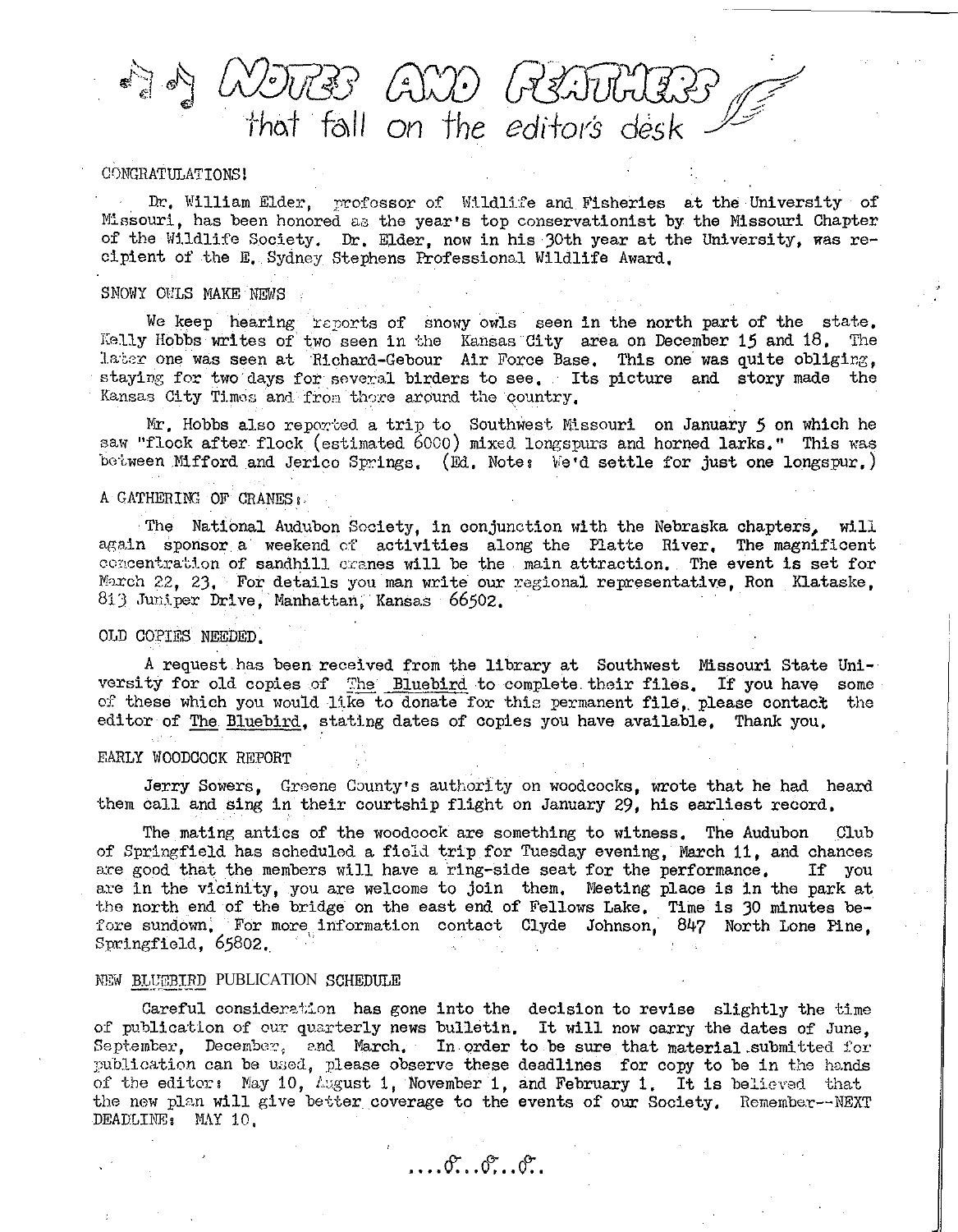# NOTES AND FEATHERS that fall on the editor's desk

CONGRATULATIONS!

Dr. William Elder, professor of Wildlife and Fisheries at the University of Missouri, has been honored as the year's top conservationist by the Missouri Chapter of the Wildlife Society. Dr. Elder, now in his 30th year at the University, was recipient of the E. Sydney Stephens Professional Wildlife Award.

SNOWY OWLS MAKE NEWS

We keep hearing reports of snowy owls seen in the north part of the state. Kelly Hobbs writes of two seen in the Kansas City area on December 15 and 18. The later one was seen at Richard-Gebour Air Force Base. This one was quite obliging, staying for two days for several birders to see. Its picture and story made the Kansas City Times and from there around the country.

Mr. Hobbs also reported a trip to Southwest Missouri on January 5 on which he saw "flock after flock (estimated 6000) mixed longspurs and horned larks." This was between Mifford and Jerico Springs. (Ed. Note: We'd settle for just one longspur.)

A GATHERING OF CRANES:

The National Audubon Society, in conjunction with the Nebraska chapters, will again sponsor a weekend of activities along the Platte River. The magnificent concentration of sandhill cranes will be the main attraction. The event is set for March 22, 23. For details you man write our regional representative, Ron Klataske, 813 Juniper Drive, Manhattan, Kansas 66502.

OLD COPIES NEEDED.

A request has been received from the library at Southwest Missouri State University for old copies of The Bluebird to complete their files. If you have some of these which you would like to donate for this permanent file, please contact the editor of The Bluebird, stating dates of copies you have available. Thank you.

EARLY WOODCOCK REPORT

Jerry Sowers, Greene County's authority on woodcocks, wrote that he had heard them call and sing in their courtship flight on January 29, his earliest record.

The mating antics of the woodcock are something to witness. The Audubon Club of Springfield has scheduled a field trip for Tuesday evening, March 11, and chances are good that the members will have a ring-side seat for the performance. If you are in the vicinity, you are welcome to join them. Meeting place is in the park at the north end of the bridge on the east end of Fellows Lake. Time is 30 minutes before sundown. For more information contact Clyde Johnson, 847 North Lone Pine, Springfield, 65802.

NEW BLUEBIRD PUBLICATION SCHEDULE

Careful consideration has gone into the decision to revise slightly the time of publication of our quarterly news bulletin. It will now carry the dates of June, September, December, and March. In order to be sure that material submitted for publication can be used, please observe these deadlines for copy to be in the hands of the editor: May 10, August 1, November 1, and February 1. It is believed that the new plan will give better coverage to the events of our Society. Remember--NEXT DEADLINE: MAY 10.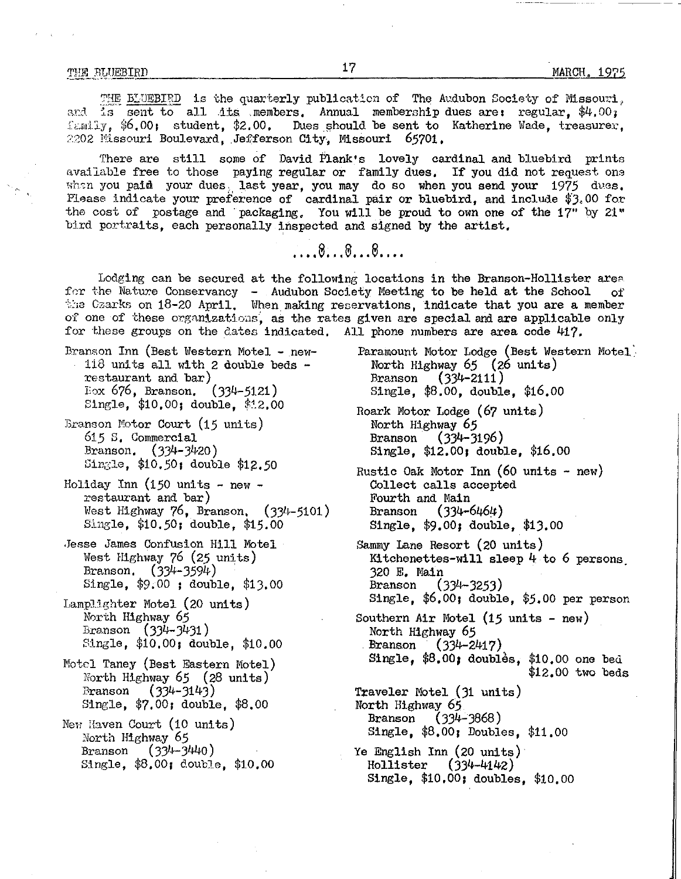THE BLUEBIRD is the quarterly publication of The Audubon Society of Missouri, and is sent to all its members. Annual membership dues are: regular, $4.00; family, $6.00; student, $2.00. Dues should be sent to Katherine Wade, treasurer, 2202 Missouri Boulevard, Jefferson City, Missouri 65701.

There are still some of David Plank's lovely cardinal and bluebird prints available free to those paying regular or family dues. If you did not request one when you paid your dues, last year, you may do so when you send your 1975 dues. Please indicate your preference of cardinal pair or bluebird, and include $3.00 for the cost of postage and packaging. You will be proud to own one of the 17" by 21" bird portraits, each personally inspected and signed by the artist.

....8...8...8....

Lodging can be secured at the following locations in the Branson-Hollister area for the Nature Conservancy - Audubon Society Meeting to be held at the School of the Ozarks on 18-20 April. When making reservations, indicate that you are a member of one of these organizations, as the rates given are special and are applicable only for these groups on the dates indicated. All phone numbers are area code 417.

Branson Inn (Best Western Motel - new- 118 units all with 2 double beds - restaurant and bar)
Box 676, Branson. (334-5121)
Single, $10.00; double, $12.00

Branson Motor Court (15 units)
615 S. Commercial
Branson. (334-3420)
Single, $10.50; double $12.50

Holiday Inn (150 units - new - restaurant and bar)
West Highway 76, Branson. (334-5101)
Single, $10.50; double, $15.00

Jesse James Confusion Hill Motel
West Highway 76 (25 units)
Branson. (334-3594)
Single, $9.00 ; double, $13.00

Lamplighter Motel (20 units)
North Highway 65
Branson (334-3431)
Single, $10.00; double, $10.00

Motel Taney (Best Eastern Motel)
North Highway 65 (28 units)
Branson (334-3143)
Single, $7.00; double, $8.00

New Haven Court (10 units)
North Highway 65
Branson (334-3440)
Single, $8.00; double, $10.00

Paramount Motor Lodge (Best Western Motel)
North Highway 65 (26 units)
Branson (334-2111)
Single, $8.00, double, $16.00

Roark Motor Lodge (67 units)
North Highway 65
Branson (334-3196)
Single, $12.00; double, $16.00

Rustic Oak Motor Inn (60 units - new)
Collect calls accepted
Fourth and Main
Branson (334-6464)
Single, $9.00; double, $13.00

Sammy Lane Resort (20 units)
Kitchenettes-will sleep 4 to 6 persons
320 E. Main
Branson (334-3253)
Single, $6.00; double, $5.00 per person

Southern Air Motel (15 units - new)
North Highway 65
Branson (334-2417)
Single, $8.00; doubles, $10.00 one bed
$12.00 two beds

Traveler Motel (31 units)
North Highway 65
Branson (334-3868)
Single, $8.00; Doubles, $11.00

Ye English Inn (20 units)
Hollister (334-4142)
Single, $10.00; doubles, $10.00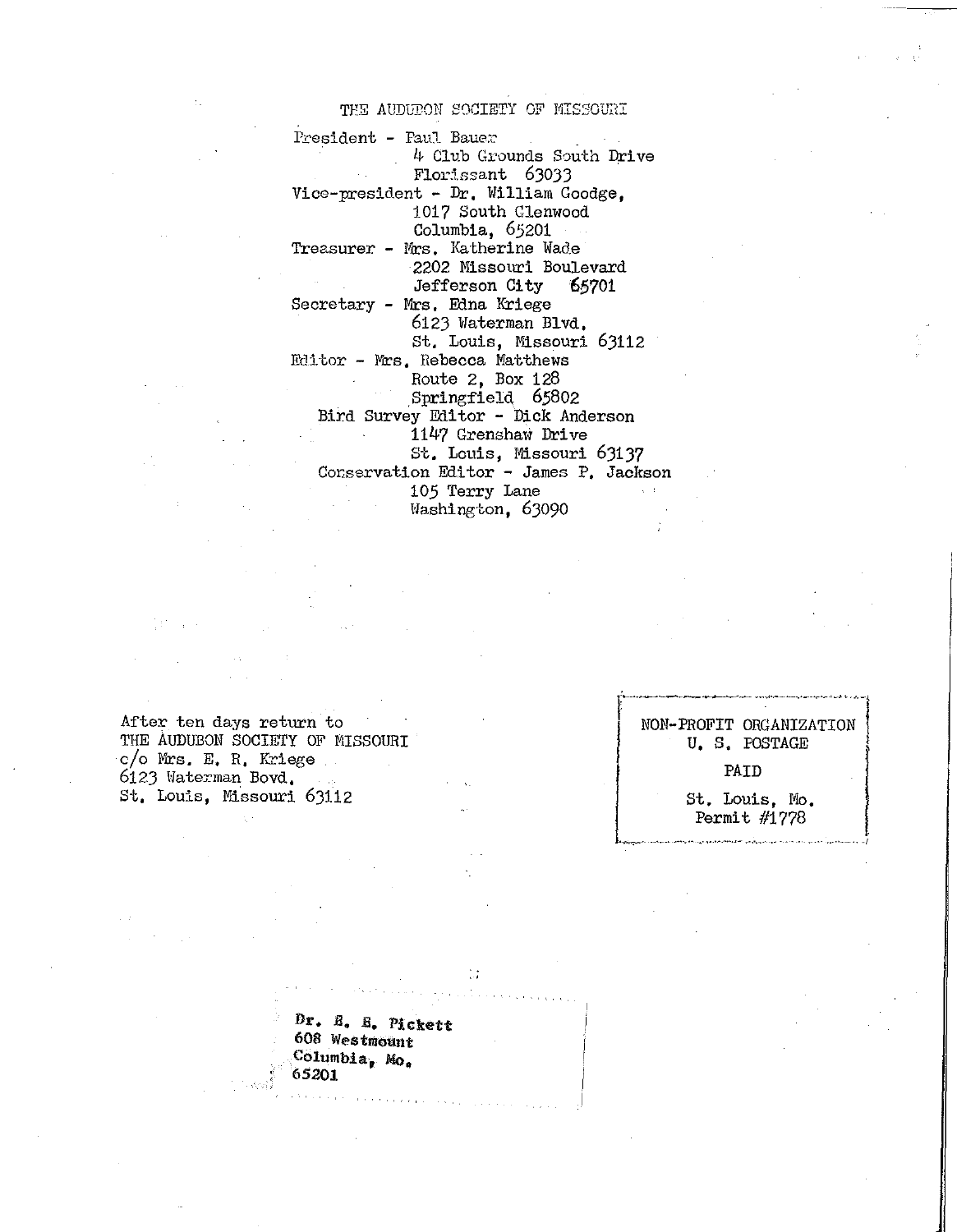THE AUDUBON SOCIETY OF MISSOURI

President - Paul Bauer
4 Club Grounds South Drive
Florissant 63033

Vice-president - Dr. William Goodge,
1017 South Glenwood
Columbia, 65201

Treasurer - Mrs. Katherine Wade
2202 Missouri Boulevard
Jefferson City 65701

Secretary - Mrs. Edna Kriege
6123 Waterman Blvd.
St. Louis, Missouri 63112

Editor - Mrs. Rebecca Matthews
Route 2, Box 128
Springfield 65802

Bird Survey Editor - Dick Anderson
1147 Grenshaw Drive
St. Louis, Missouri 63137

Conservation Editor - James P. Jackson
105 Terry Lane
Washington, 63090

After ten days return to
THE AUDUBON SOCIETY OF MISSOURI
c/o Mrs. E. R. Kriege
6123 Waterman Bovd.
St. Louis, Missouri 63112

NON-PROFIT ORGANIZATION
U. S. POSTAGE
PAID
St. Louis, Mo.
Permit #1778

**Dr. E. E. Pickett**
**608 Westmount**
**Columbia, Mo.**
**65201**